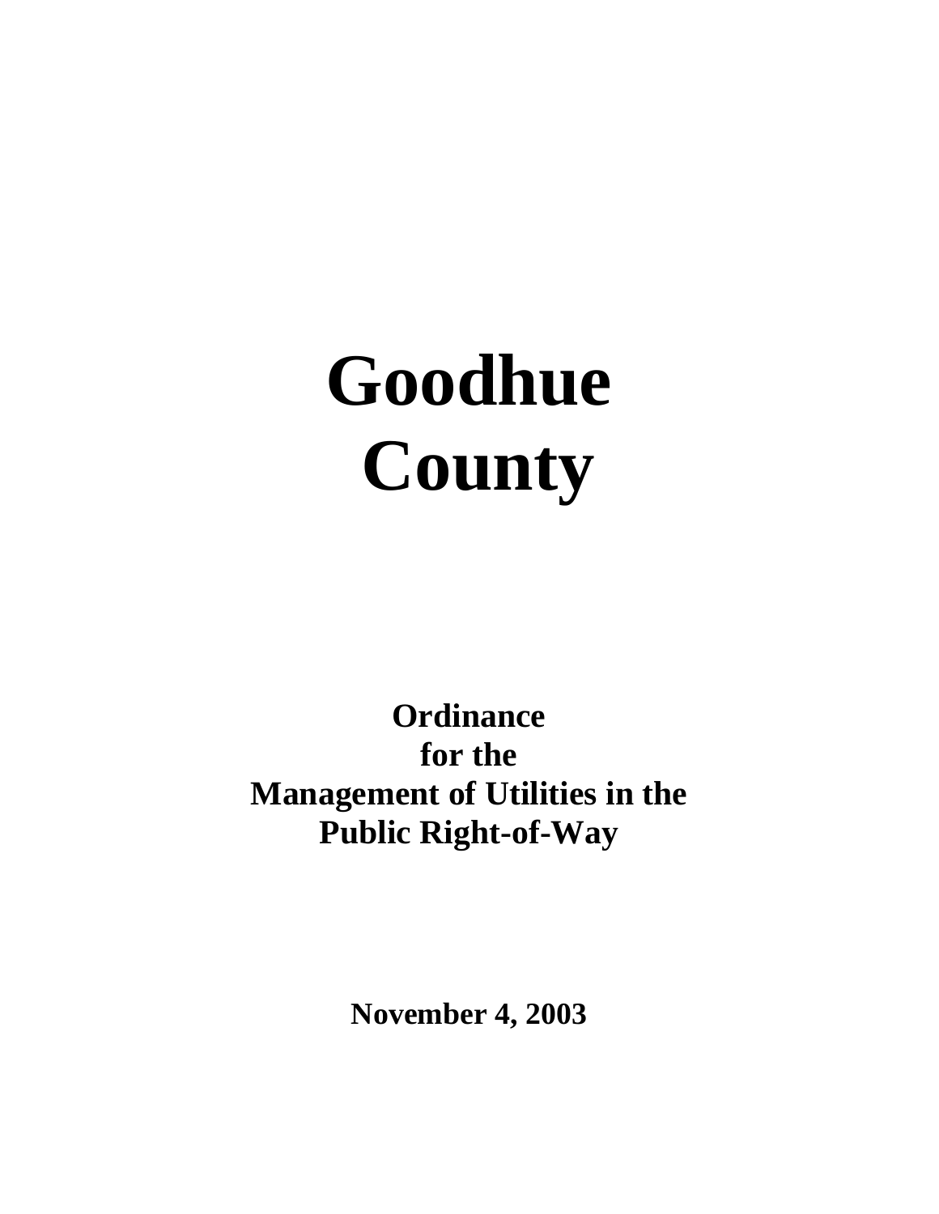# Goodhue County

## Ordinance for the Management of Utilities in the Public Right-of-Way

**November 4, 2003**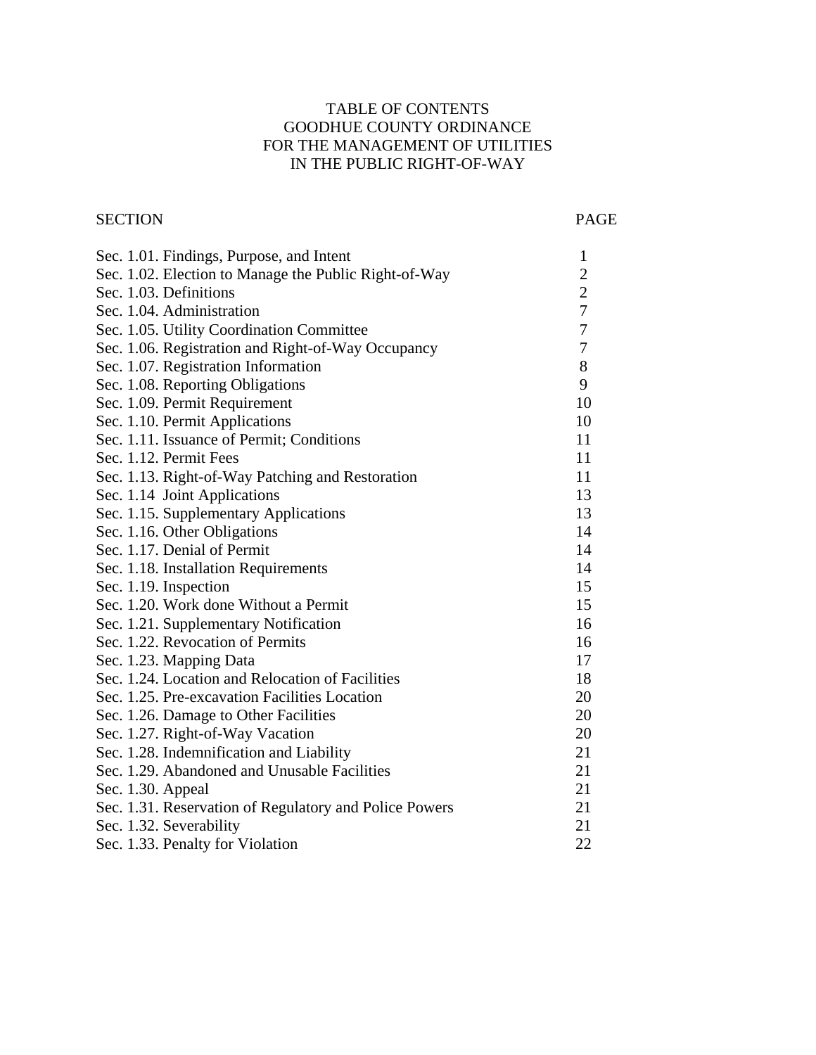# TABLE OF CONTENTS
# GOODHUE COUNTY ORDINANCE
# FOR THE MANAGEMENT OF UTILITIES
# IN THE PUBLIC RIGHT-OF-WAY

| SECTION | PAGE |
|---|---|
| Sec. 1.01. Findings, Purpose, and Intent | 1 |
| Sec. 1.02. Election to Manage the Public Right-of-Way | 2 |
| Sec. 1.03. Definitions | 2 |
| Sec. 1.04. Administration | 7 |
| Sec. 1.05. Utility Coordination Committee | 7 |
| Sec. 1.06. Registration and Right-of-Way Occupancy | 7 |
| Sec. 1.07. Registration Information | 8 |
| Sec. 1.08. Reporting Obligations | 9 |
| Sec. 1.09. Permit Requirement | 10 |
| Sec. 1.10. Permit Applications | 10 |
| Sec. 1.11. Issuance of Permit; Conditions | 11 |
| Sec. 1.12. Permit Fees | 11 |
| Sec. 1.13. Right-of-Way Patching and Restoration | 11 |
| Sec. 1.14 Joint Applications | 13 |
| Sec. 1.15. Supplementary Applications | 13 |
| Sec. 1.16. Other Obligations | 14 |
| Sec. 1.17. Denial of Permit | 14 |
| Sec. 1.18. Installation Requirements | 14 |
| Sec. 1.19. Inspection | 15 |
| Sec. 1.20. Work done Without a Permit | 15 |
| Sec. 1.21. Supplementary Notification | 16 |
| Sec. 1.22. Revocation of Permits | 16 |
| Sec. 1.23. Mapping Data | 17 |
| Sec. 1.24. Location and Relocation of Facilities | 18 |
| Sec. 1.25. Pre-excavation Facilities Location | 20 |
| Sec. 1.26. Damage to Other Facilities | 20 |
| Sec. 1.27. Right-of-Way Vacation | 20 |
| Sec. 1.28. Indemnification and Liability | 21 |
| Sec. 1.29. Abandoned and Unusable Facilities | 21 |
| Sec. 1.30. Appeal | 21 |
| Sec. 1.31. Reservation of Regulatory and Police Powers | 21 |
| Sec. 1.32. Severability | 21 |
| Sec. 1.33. Penalty for Violation | 22 |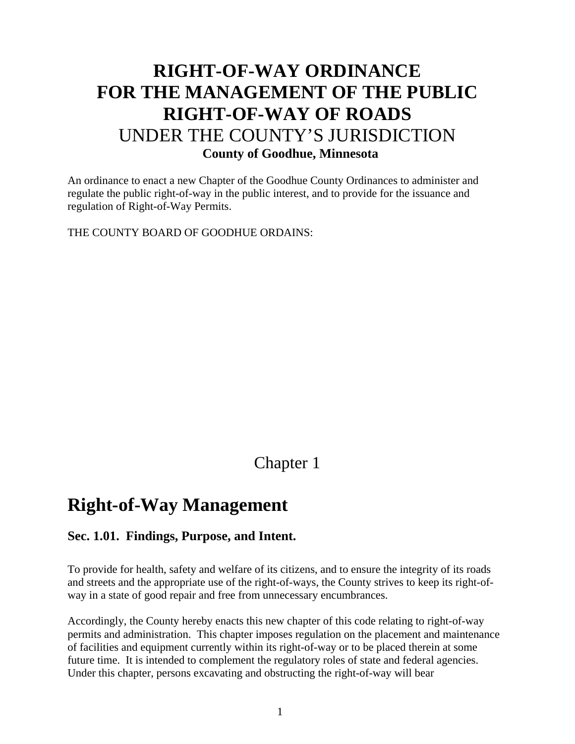# RIGHT-OF-WAY ORDINANCE FOR THE MANAGEMENT OF THE PUBLIC RIGHT-OF-WAY OF ROADS

UNDER THE COUNTY'S JURISDICTION

**County of Goodhue, Minnesota**

An ordinance to enact a new Chapter of the Goodhue County Ordinances to administer and regulate the public right-of-way in the public interest, and to provide for the issuance and regulation of Right-of-Way Permits.

THE COUNTY BOARD OF GOODHUE ORDAINS:

Chapter 1

# Right-of-Way Management

## Sec. 1.01. Findings, Purpose, and Intent.

To provide for health, safety and welfare of its citizens, and to ensure the integrity of its roads and streets and the appropriate use of the right-of-ways, the County strives to keep its right-of-way in a state of good repair and free from unnecessary encumbrances.

Accordingly, the County hereby enacts this new chapter of this code relating to right-of-way permits and administration. This chapter imposes regulation on the placement and maintenance of facilities and equipment currently within its right-of-way or to be placed therein at some future time. It is intended to complement the regulatory roles of state and federal agencies. Under this chapter, persons excavating and obstructing the right-of-way will bear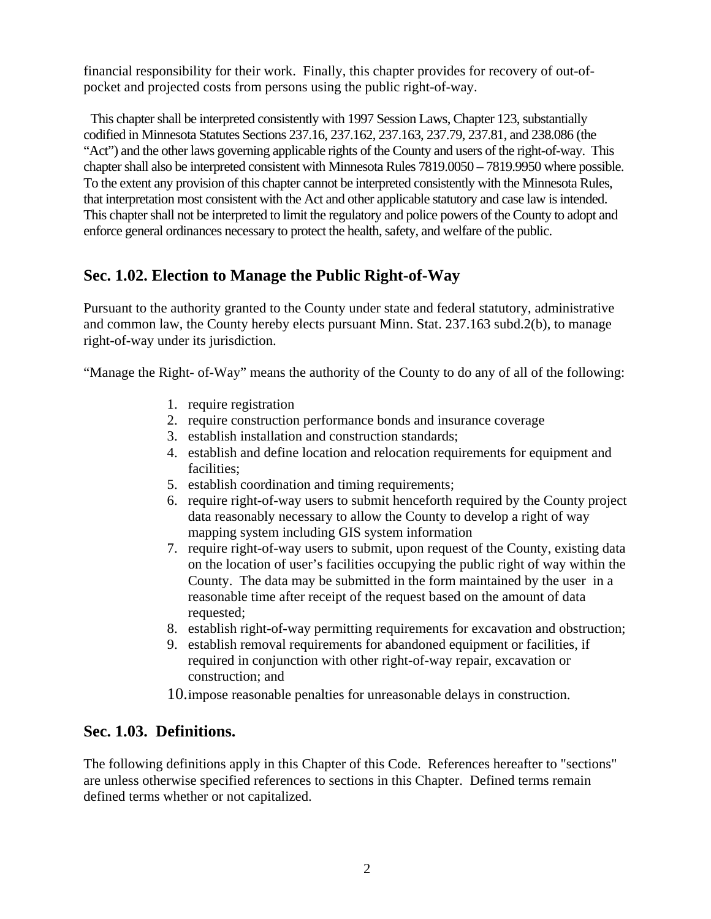financial responsibility for their work. Finally, this chapter provides for recovery of out-of-pocket and projected costs from persons using the public right-of-way.

This chapter shall be interpreted consistently with 1997 Session Laws, Chapter 123, substantially codified in Minnesota Statutes Sections 237.16, 237.162, 237.163, 237.79, 237.81, and 238.086 (the "Act") and the other laws governing applicable rights of the County and users of the right-of-way. This chapter shall also be interpreted consistent with Minnesota Rules 7819.0050 – 7819.9950 where possible. To the extent any provision of this chapter cannot be interpreted consistently with the Minnesota Rules, that interpretation most consistent with the Act and other applicable statutory and case law is intended. This chapter shall not be interpreted to limit the regulatory and police powers of the County to adopt and enforce general ordinances necessary to protect the health, safety, and welfare of the public.

## Sec. 1.02. Election to Manage the Public Right-of-Way

Pursuant to the authority granted to the County under state and federal statutory, administrative and common law, the County hereby elects pursuant Minn. Stat. 237.163 subd.2(b), to manage right-of-way under its jurisdiction.

"Manage the Right- of-Way" means the authority of the County to do any of all of the following:

1. require registration
2. require construction performance bonds and insurance coverage
3. establish installation and construction standards;
4. establish and define location and relocation requirements for equipment and facilities;
5. establish coordination and timing requirements;
6. require right-of-way users to submit henceforth required by the County project data reasonably necessary to allow the County to develop a right of way mapping system including GIS system information
7. require right-of-way users to submit, upon request of the County, existing data on the location of user's facilities occupying the public right of way within the County. The data may be submitted in the form maintained by the user in a reasonable time after receipt of the request based on the amount of data requested;
8. establish right-of-way permitting requirements for excavation and obstruction;
9. establish removal requirements for abandoned equipment or facilities, if required in conjunction with other right-of-way repair, excavation or construction; and
10. impose reasonable penalties for unreasonable delays in construction.

## Sec. 1.03. Definitions.

The following definitions apply in this Chapter of this Code. References hereafter to "sections" are unless otherwise specified references to sections in this Chapter. Defined terms remain defined terms whether or not capitalized.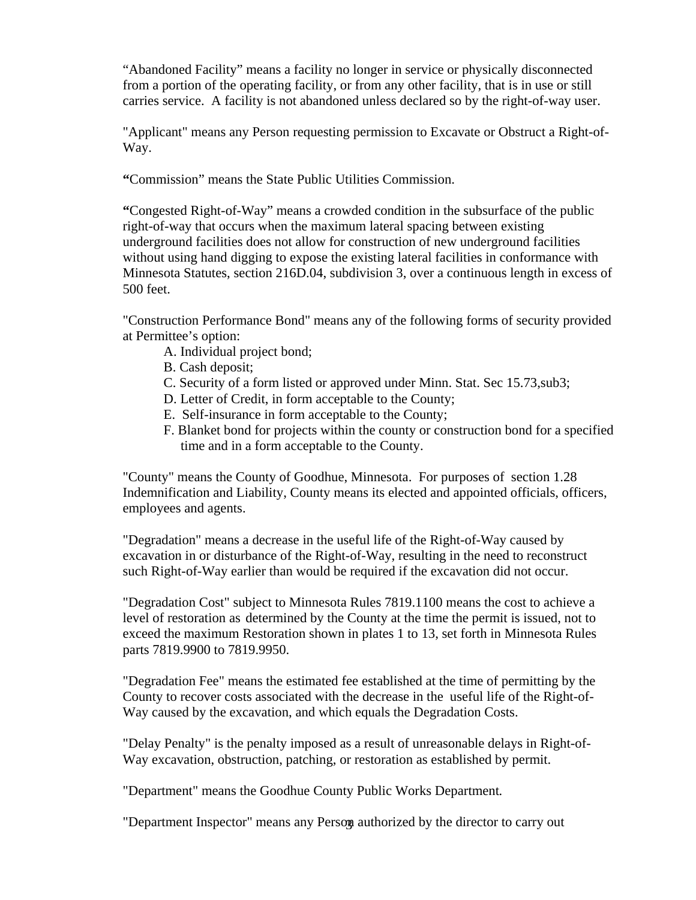“Abandoned Facility” means a facility no longer in service or physically disconnected from a portion of the operating facility, or from any other facility, that is in use or still carries service. A facility is not abandoned unless declared so by the right-of-way user.

"Applicant" means any Person requesting permission to Excavate or Obstruct a Right-of-Way.

**“**Commission” means the State Public Utilities Commission.

**“**Congested Right-of-Way” means a crowded condition in the subsurface of the public right-of-way that occurs when the maximum lateral spacing between existing underground facilities does not allow for construction of new underground facilities without using hand digging to expose the existing lateral facilities in conformance with Minnesota Statutes, section 216D.04, subdivision 3, over a continuous length in excess of 500 feet.

"Construction Performance Bond" means any of the following forms of security provided at Permittee’s option:

A. Individual project bond;
B. Cash deposit;
C. Security of a form listed or approved under Minn. Stat. Sec 15.73,sub3;
D. Letter of Credit, in form acceptable to the County;
E. Self-insurance in form acceptable to the County;
F. Blanket bond for projects within the county or construction bond for a specified time and in a form acceptable to the County.

"County" means the County of Goodhue, Minnesota. For purposes of section 1.28 Indemnification and Liability, County means its elected and appointed officials, officers, employees and agents.

"Degradation" means a decrease in the useful life of the Right-of-Way caused by excavation in or disturbance of the Right-of-Way, resulting in the need to reconstruct such Right-of-Way earlier than would be required if the excavation did not occur.

"Degradation Cost" subject to Minnesota Rules 7819.1100 means the cost to achieve a level of restoration as determined by the County at the time the permit is issued, not to exceed the maximum Restoration shown in plates 1 to 13, set forth in Minnesota Rules parts 7819.9900 to 7819.9950.

"Degradation Fee" means the estimated fee established at the time of permitting by the County to recover costs associated with the decrease in the useful life of the Right-of-Way caused by the excavation, and which equals the Degradation Costs.

"Delay Penalty" is the penalty imposed as a result of unreasonable delays in Right-of-Way excavation, obstruction, patching, or restoration as established by permit.

"Department" means the Goodhue County Public Works Department.

"Department Inspector" means any Person authorized by the director to carry out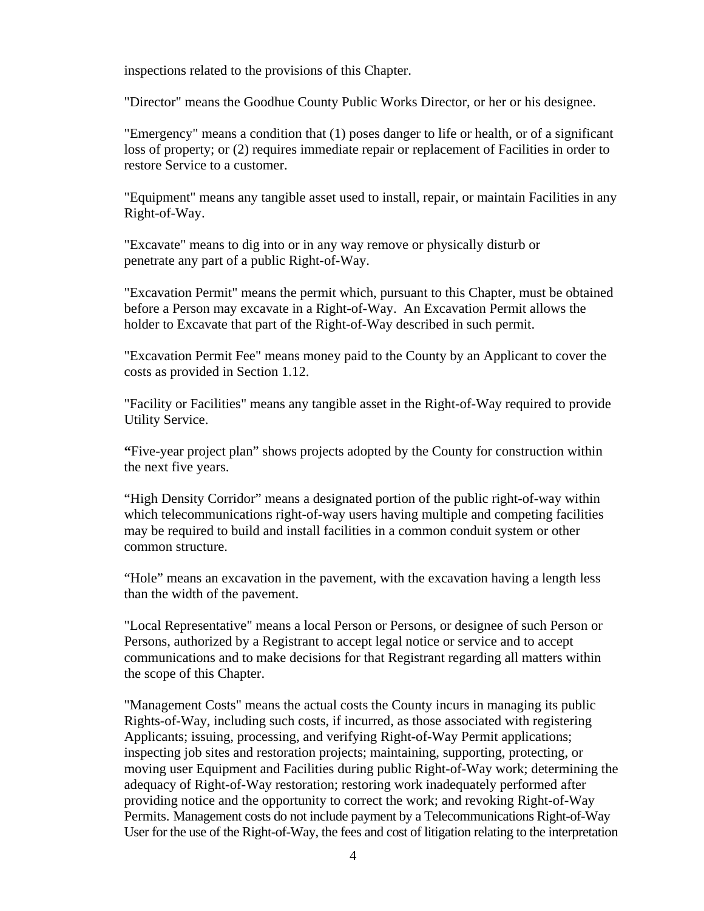inspections related to the provisions of this Chapter.

"Director" means the Goodhue County Public Works Director, or her or his designee.

"Emergency" means a condition that (1) poses danger to life or health, or of a significant loss of property; or (2) requires immediate repair or replacement of Facilities in order to restore Service to a customer.

"Equipment" means any tangible asset used to install, repair, or maintain Facilities in any Right-of-Way.

"Excavate" means to dig into or in any way remove or physically disturb or penetrate any part of a public Right-of-Way.

"Excavation Permit" means the permit which, pursuant to this Chapter, must be obtained before a Person may excavate in a Right-of-Way. An Excavation Permit allows the holder to Excavate that part of the Right-of-Way described in such permit.

"Excavation Permit Fee" means money paid to the County by an Applicant to cover the costs as provided in Section 1.12.

"Facility or Facilities" means any tangible asset in the Right-of-Way required to provide Utility Service.

**"**Five-year project plan" shows projects adopted by the County for construction within the next five years.

"High Density Corridor" means a designated portion of the public right-of-way within which telecommunications right-of-way users having multiple and competing facilities may be required to build and install facilities in a common conduit system or other common structure.

"Hole" means an excavation in the pavement, with the excavation having a length less than the width of the pavement.

"Local Representative" means a local Person or Persons, or designee of such Person or Persons, authorized by a Registrant to accept legal notice or service and to accept communications and to make decisions for that Registrant regarding all matters within the scope of this Chapter.

"Management Costs" means the actual costs the County incurs in managing its public Rights-of-Way, including such costs, if incurred, as those associated with registering Applicants; issuing, processing, and verifying Right-of-Way Permit applications; inspecting job sites and restoration projects; maintaining, supporting, protecting, or moving user Equipment and Facilities during public Right-of-Way work; determining the adequacy of Right-of-Way restoration; restoring work inadequately performed after providing notice and the opportunity to correct the work; and revoking Right-of-Way Permits. Management costs do not include payment by a Telecommunications Right-of-Way User for the use of the Right-of-Way, the fees and cost of litigation relating to the interpretation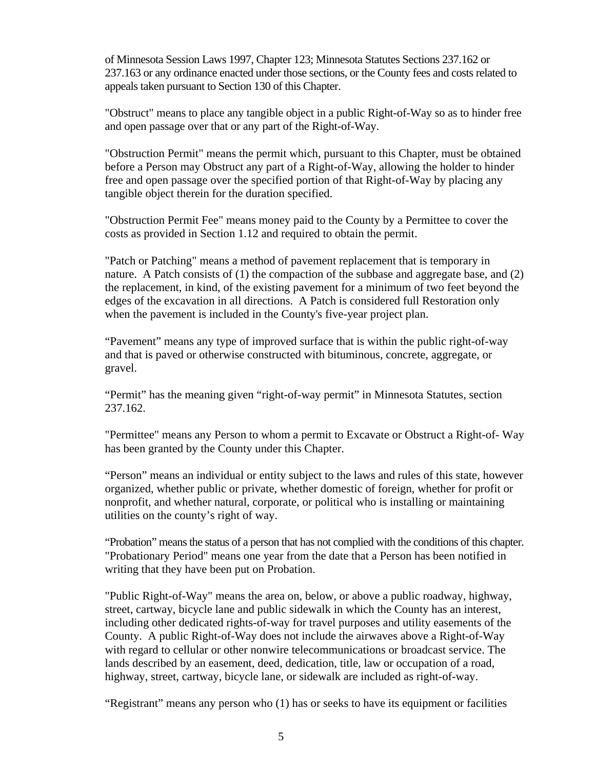of Minnesota Session Laws 1997, Chapter 123; Minnesota Statutes Sections 237.162 or 237.163 or any ordinance enacted under those sections, or the County fees and costs related to appeals taken pursuant to Section 130 of this Chapter.

"Obstruct" means to place any tangible object in a public Right-of-Way so as to hinder free and open passage over that or any part of the Right-of-Way.

"Obstruction Permit" means the permit which, pursuant to this Chapter, must be obtained before a Person may Obstruct any part of a Right-of-Way, allowing the holder to hinder free and open passage over the specified portion of that Right-of-Way by placing any tangible object therein for the duration specified.

"Obstruction Permit Fee" means money paid to the County by a Permittee to cover the costs as provided in Section 1.12 and required to obtain the permit.

"Patch or Patching" means a method of pavement replacement that is temporary in nature. A Patch consists of (1) the compaction of the subbase and aggregate base, and (2) the replacement, in kind, of the existing pavement for a minimum of two feet beyond the edges of the excavation in all directions. A Patch is considered full Restoration only when the pavement is included in the County's five-year project plan.

“Pavement” means any type of improved surface that is within the public right-of-way and that is paved or otherwise constructed with bituminous, concrete, aggregate, or gravel.

“Permit” has the meaning given “right-of-way permit” in Minnesota Statutes, section 237.162.

"Permittee" means any Person to whom a permit to Excavate or Obstruct a Right-of- Way has been granted by the County under this Chapter.

“Person” means an individual or entity subject to the laws and rules of this state, however organized, whether public or private, whether domestic of foreign, whether for profit or nonprofit, and whether natural, corporate, or political who is installing or maintaining utilities on the county’s right of way.

“Probation” means the status of a person that has not complied with the conditions of this chapter. "Probationary Period" means one year from the date that a Person has been notified in writing that they have been put on Probation.

"Public Right-of-Way" means the area on, below, or above a public roadway, highway, street, cartway, bicycle lane and public sidewalk in which the County has an interest, including other dedicated rights-of-way for travel purposes and utility easements of the County. A public Right-of-Way does not include the airwaves above a Right-of-Way with regard to cellular or other nonwire telecommunications or broadcast service. The lands described by an easement, deed, dedication, title, law or occupation of a road, highway, street, cartway, bicycle lane, or sidewalk are included as right-of-way.

“Registrant” means any person who (1) has or seeks to have its equipment or facilities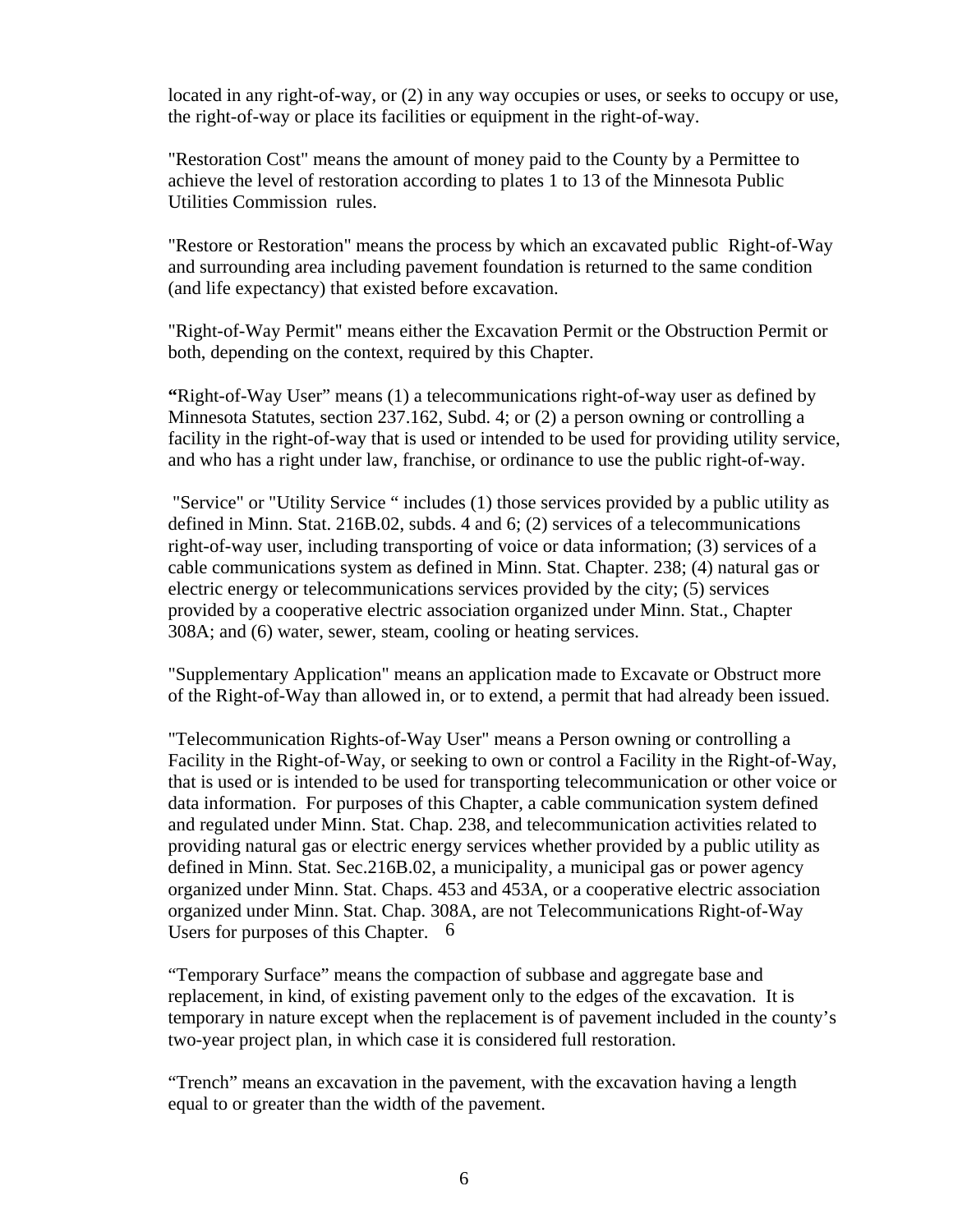located in any right-of-way, or (2) in any way occupies or uses, or seeks to occupy or use, the right-of-way or place its facilities or equipment in the right-of-way.

"Restoration Cost" means the amount of money paid to the County by a Permittee to achieve the level of restoration according to plates 1 to 13 of the Minnesota Public Utilities Commission rules.

"Restore or Restoration" means the process by which an excavated public Right-of-Way and surrounding area including pavement foundation is returned to the same condition (and life expectancy) that existed before excavation.

"Right-of-Way Permit" means either the Excavation Permit or the Obstruction Permit or both, depending on the context, required by this Chapter.

**"**Right-of-Way User" means (1) a telecommunications right-of-way user as defined by Minnesota Statutes, section 237.162, Subd. 4; or (2) a person owning or controlling a facility in the right-of-way that is used or intended to be used for providing utility service, and who has a right under law, franchise, or ordinance to use the public right-of-way.

"Service" or "Utility Service " includes (1) those services provided by a public utility as defined in Minn. Stat. 216B.02, subds. 4 and 6; (2) services of a telecommunications right-of-way user, including transporting of voice or data information; (3) services of a cable communications system as defined in Minn. Stat. Chapter. 238; (4) natural gas or electric energy or telecommunications services provided by the city; (5) services provided by a cooperative electric association organized under Minn. Stat., Chapter 308A; and (6) water, sewer, steam, cooling or heating services.

"Supplementary Application" means an application made to Excavate or Obstruct more of the Right-of-Way than allowed in, or to extend, a permit that had already been issued.

"Telecommunication Rights-of-Way User" means a Person owning or controlling a Facility in the Right-of-Way, or seeking to own or control a Facility in the Right-of-Way, that is used or is intended to be used for transporting telecommunication or other voice or data information. For purposes of this Chapter, a cable communication system defined and regulated under Minn. Stat. Chap. 238, and telecommunication activities related to providing natural gas or electric energy services whether provided by a public utility as defined in Minn. Stat. Sec.216B.02, a municipality, a municipal gas or power agency organized under Minn. Stat. Chaps. 453 and 453A, or a cooperative electric association organized under Minn. Stat. Chap. 308A, are not Telecommunications Right-of-Way Users for purposes of this Chapter. 6

"Temporary Surface" means the compaction of subbase and aggregate base and replacement, in kind, of existing pavement only to the edges of the excavation. It is temporary in nature except when the replacement is of pavement included in the county's two-year project plan, in which case it is considered full restoration.

"Trench" means an excavation in the pavement, with the excavation having a length equal to or greater than the width of the pavement.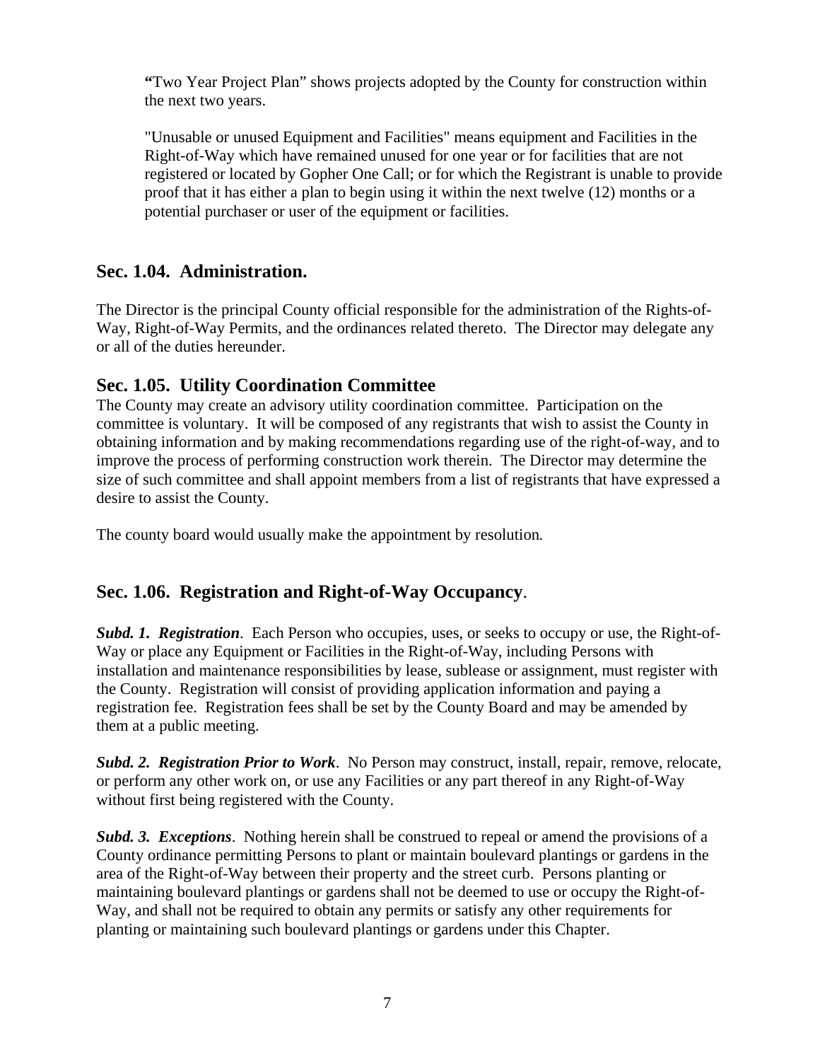**"**Two Year Project Plan" shows projects adopted by the County for construction within the next two years.

"Unusable or unused Equipment and Facilities" means equipment and Facilities in the Right-of-Way which have remained unused for one year or for facilities that are not registered or located by Gopher One Call; or for which the Registrant is unable to provide proof that it has either a plan to begin using it within the next twelve (12) months or a potential purchaser or user of the equipment or facilities.

## Sec. 1.04. Administration.

The Director is the principal County official responsible for the administration of the Rights-of-Way, Right-of-Way Permits, and the ordinances related thereto. The Director may delegate any or all of the duties hereunder.

## Sec. 1.05. Utility Coordination Committee

The County may create an advisory utility coordination committee. Participation on the committee is voluntary. It will be composed of any registrants that wish to assist the County in obtaining information and by making recommendations regarding use of the right-of-way, and to improve the process of performing construction work therein. The Director may determine the size of such committee and shall appoint members from a list of registrants that have expressed a desire to assist the County.

The county board would usually make the appointment by resolution*.*

## Sec. 1.06. Registration and Right-of-Way Occupancy.

***Subd. 1. Registration***. Each Person who occupies, uses, or seeks to occupy or use, the Right-of-Way or place any Equipment or Facilities in the Right-of-Way, including Persons with installation and maintenance responsibilities by lease, sublease or assignment, must register with the County. Registration will consist of providing application information and paying a registration fee. Registration fees shall be set by the County Board and may be amended by them at a public meeting.

***Subd. 2. Registration Prior to Work***. No Person may construct, install, repair, remove, relocate, or perform any other work on, or use any Facilities or any part thereof in any Right-of-Way without first being registered with the County.

***Subd. 3. Exceptions***. Nothing herein shall be construed to repeal or amend the provisions of a County ordinance permitting Persons to plant or maintain boulevard plantings or gardens in the area of the Right-of-Way between their property and the street curb. Persons planting or maintaining boulevard plantings or gardens shall not be deemed to use or occupy the Right-of-Way, and shall not be required to obtain any permits or satisfy any other requirements for planting or maintaining such boulevard plantings or gardens under this Chapter.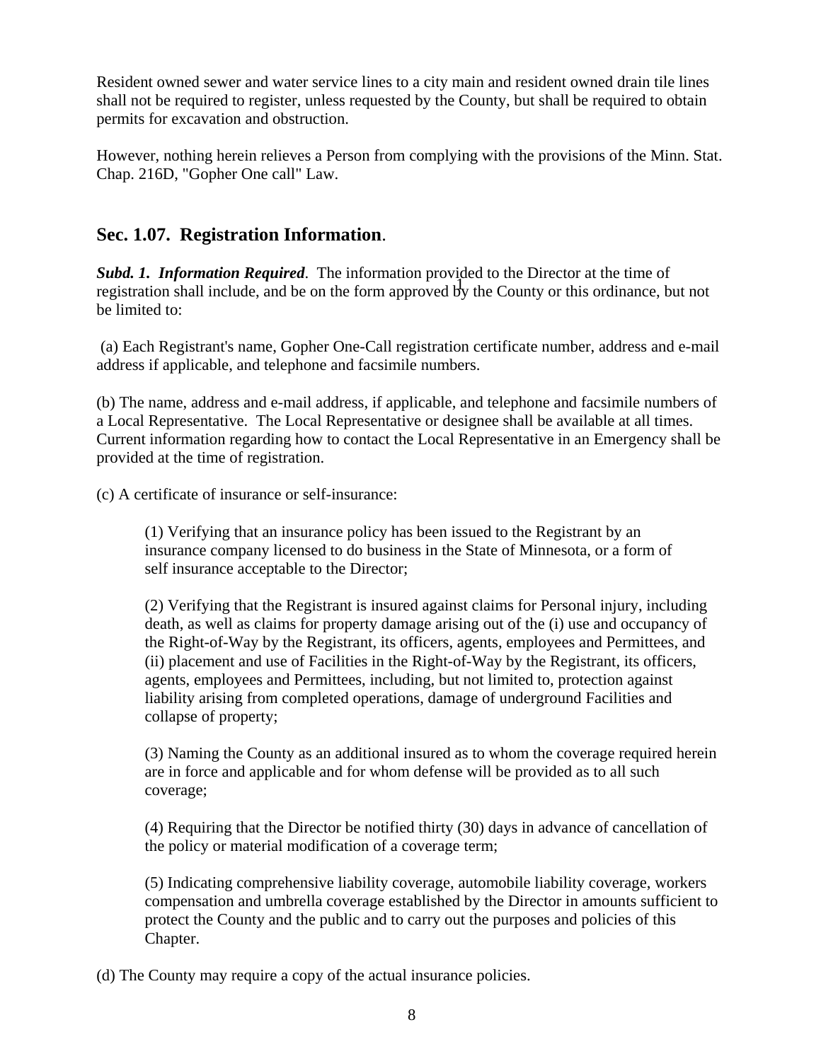Resident owned sewer and water service lines to a city main and resident owned drain tile lines shall not be required to register, unless requested by the County, but shall be required to obtain permits for excavation and obstruction.

However, nothing herein relieves a Person from complying with the provisions of the Minn. Stat. Chap. 216D, "Gopher One call" Law.

## Sec. 1.07. Registration Information.

***Subd. 1. Information Required***. The information provided to the Director at the time of registration shall include, and be on the form approved by the County or this ordinance, but not be limited to:

(a) Each Registrant's name, Gopher One-Call registration certificate number, address and e-mail address if applicable, and telephone and facsimile numbers.

(b) The name, address and e-mail address, if applicable, and telephone and facsimile numbers of a Local Representative. The Local Representative or designee shall be available at all times. Current information regarding how to contact the Local Representative in an Emergency shall be provided at the time of registration.

(c) A certificate of insurance or self-insurance:

> (1) Verifying that an insurance policy has been issued to the Registrant by an insurance company licensed to do business in the State of Minnesota, or a form of self insurance acceptable to the Director;
>
> (2) Verifying that the Registrant is insured against claims for Personal injury, including death, as well as claims for property damage arising out of the (i) use and occupancy of the Right-of-Way by the Registrant, its officers, agents, employees and Permittees, and (ii) placement and use of Facilities in the Right-of-Way by the Registrant, its officers, agents, employees and Permittees, including, but not limited to, protection against liability arising from completed operations, damage of underground Facilities and collapse of property;
>
> (3) Naming the County as an additional insured as to whom the coverage required herein are in force and applicable and for whom defense will be provided as to all such coverage;
>
> (4) Requiring that the Director be notified thirty (30) days in advance of cancellation of the policy or material modification of a coverage term;
>
> (5) Indicating comprehensive liability coverage, automobile liability coverage, workers compensation and umbrella coverage established by the Director in amounts sufficient to protect the County and the public and to carry out the purposes and policies of this Chapter.

(d) The County may require a copy of the actual insurance policies.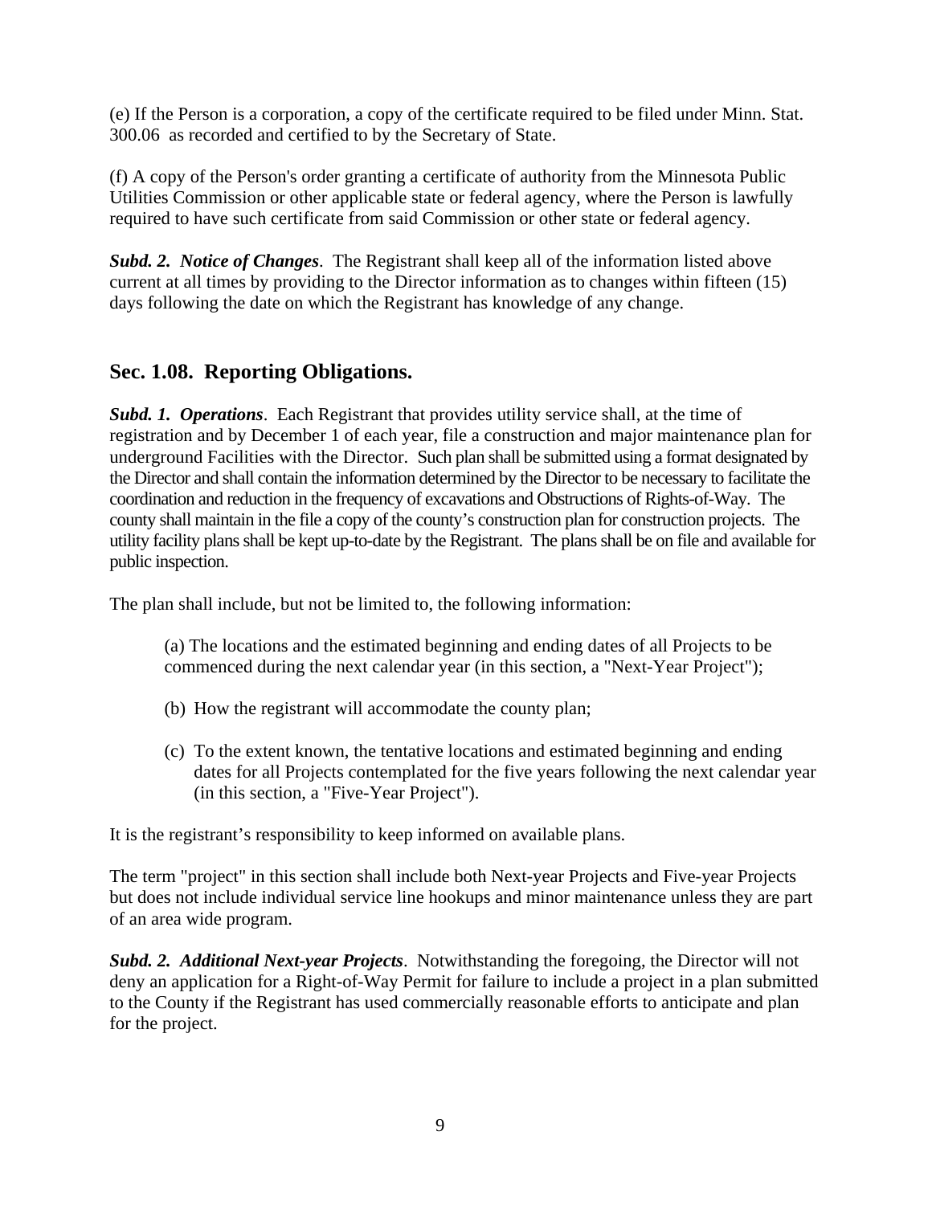(e) If the Person is a corporation, a copy of the certificate required to be filed under Minn. Stat. 300.06 as recorded and certified to by the Secretary of State.

(f) A copy of the Person's order granting a certificate of authority from the Minnesota Public Utilities Commission or other applicable state or federal agency, where the Person is lawfully required to have such certificate from said Commission or other state or federal agency.

***Subd. 2. Notice of Changes***. The Registrant shall keep all of the information listed above current at all times by providing to the Director information as to changes within fifteen (15) days following the date on which the Registrant has knowledge of any change.

## Sec. 1.08. Reporting Obligations.

***Subd. 1. Operations***. Each Registrant that provides utility service shall, at the time of registration and by December 1 of each year, file a construction and major maintenance plan for underground Facilities with the Director. Such plan shall be submitted using a format designated by the Director and shall contain the information determined by the Director to be necessary to facilitate the coordination and reduction in the frequency of excavations and Obstructions of Rights-of-Way. The county shall maintain in the file a copy of the county's construction plan for construction projects. The utility facility plans shall be kept up-to-date by the Registrant. The plans shall be on file and available for public inspection.

The plan shall include, but not be limited to, the following information:

(a) The locations and the estimated beginning and ending dates of all Projects to be commenced during the next calendar year (in this section, a "Next-Year Project");

(b) How the registrant will accommodate the county plan;

(c) To the extent known, the tentative locations and estimated beginning and ending dates for all Projects contemplated for the five years following the next calendar year (in this section, a "Five-Year Project").

It is the registrant's responsibility to keep informed on available plans.

The term "project" in this section shall include both Next-year Projects and Five-year Projects but does not include individual service line hookups and minor maintenance unless they are part of an area wide program.

***Subd. 2. Additional Next-year Projects***. Notwithstanding the foregoing, the Director will not deny an application for a Right-of-Way Permit for failure to include a project in a plan submitted to the County if the Registrant has used commercially reasonable efforts to anticipate and plan for the project.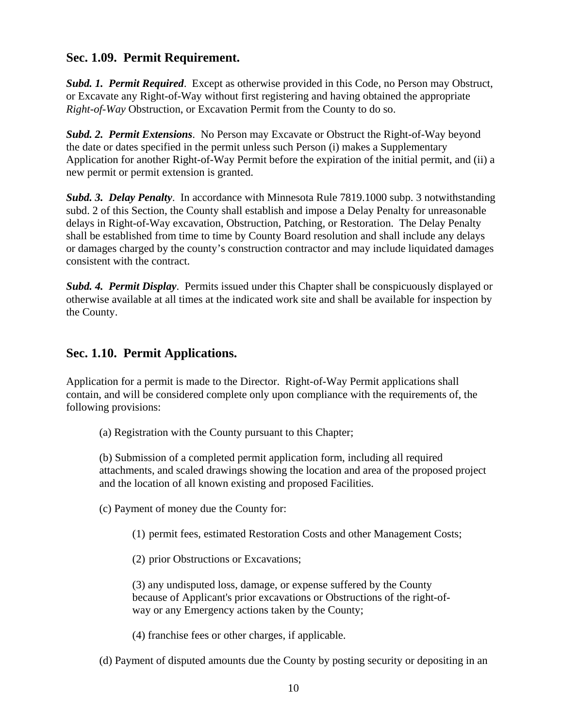## Sec. 1.09. Permit Requirement.

***Subd. 1. Permit Required***. Except as otherwise provided in this Code, no Person may Obstruct, or Excavate any Right-of-Way without first registering and having obtained the appropriate *Right-of-Way* Obstruction, or Excavation Permit from the County to do so.

***Subd. 2. Permit Extensions***. No Person may Excavate or Obstruct the Right-of-Way beyond the date or dates specified in the permit unless such Person (i) makes a Supplementary Application for another Right-of-Way Permit before the expiration of the initial permit, and (ii) a new permit or permit extension is granted.

***Subd. 3. Delay Penalty***. In accordance with Minnesota Rule 7819.1000 subp. 3 notwithstanding subd. 2 of this Section, the County shall establish and impose a Delay Penalty for unreasonable delays in Right-of-Way excavation, Obstruction, Patching, or Restoration. The Delay Penalty shall be established from time to time by County Board resolution and shall include any delays or damages charged by the county's construction contractor and may include liquidated damages consistent with the contract.

***Subd. 4. Permit Display***. Permits issued under this Chapter shall be conspicuously displayed or otherwise available at all times at the indicated work site and shall be available for inspection by the County.

## Sec. 1.10. Permit Applications.

Application for a permit is made to the Director. Right-of-Way Permit applications shall contain, and will be considered complete only upon compliance with the requirements of, the following provisions:

(a) Registration with the County pursuant to this Chapter;

(b) Submission of a completed permit application form, including all required attachments, and scaled drawings showing the location and area of the proposed project and the location of all known existing and proposed Facilities.

(c) Payment of money due the County for:

(1) permit fees, estimated Restoration Costs and other Management Costs;

(2) prior Obstructions or Excavations;

(3) any undisputed loss, damage, or expense suffered by the County because of Applicant's prior excavations or Obstructions of the right-of-way or any Emergency actions taken by the County;

(4) franchise fees or other charges, if applicable.

(d) Payment of disputed amounts due the County by posting security or depositing in an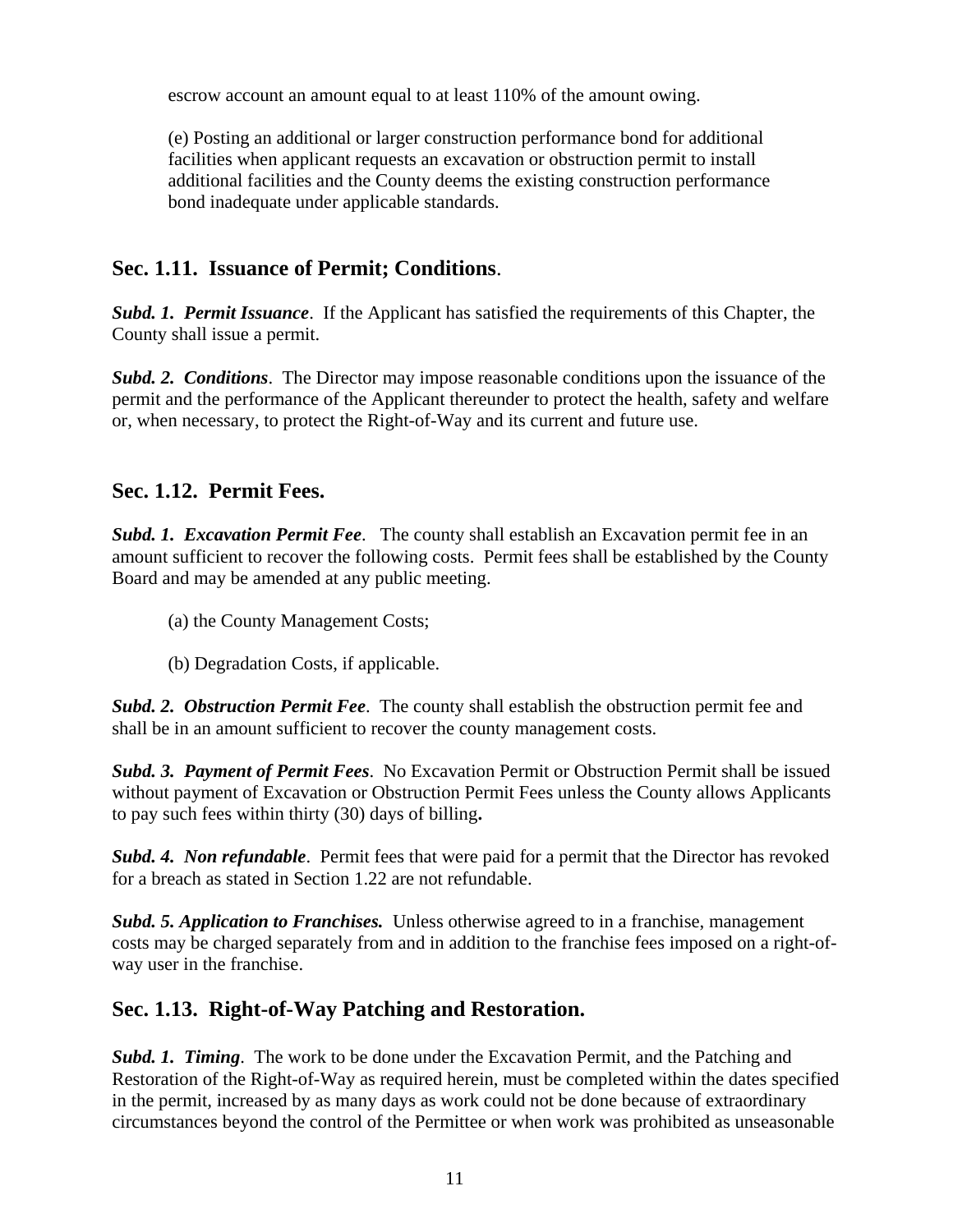escrow account an amount equal to at least 110% of the amount owing.

(e) Posting an additional or larger construction performance bond for additional facilities when applicant requests an excavation or obstruction permit to install additional facilities and the County deems the existing construction performance bond inadequate under applicable standards.

## Sec. 1.11. Issuance of Permit; Conditions.

***Subd. 1. Permit Issuance***. If the Applicant has satisfied the requirements of this Chapter, the County shall issue a permit.

***Subd. 2. Conditions***. The Director may impose reasonable conditions upon the issuance of the permit and the performance of the Applicant thereunder to protect the health, safety and welfare or, when necessary, to protect the Right-of-Way and its current and future use.

## Sec. 1.12. Permit Fees.

***Subd. 1. Excavation Permit Fee***. The county shall establish an Excavation permit fee in an amount sufficient to recover the following costs. Permit fees shall be established by the County Board and may be amended at any public meeting.

(a) the County Management Costs;

(b) Degradation Costs, if applicable.

***Subd. 2. Obstruction Permit Fee***. The county shall establish the obstruction permit fee and shall be in an amount sufficient to recover the county management costs.

***Subd. 3. Payment of Permit Fees***. No Excavation Permit or Obstruction Permit shall be issued without payment of Excavation or Obstruction Permit Fees unless the County allows Applicants to pay such fees within thirty (30) days of billing**.**

***Subd. 4. Non refundable***. Permit fees that were paid for a permit that the Director has revoked for a breach as stated in Section 1.22 are not refundable.

***Subd. 5. Application to Franchises.*** Unless otherwise agreed to in a franchise, management costs may be charged separately from and in addition to the franchise fees imposed on a right-of-way user in the franchise.

## Sec. 1.13. Right-of-Way Patching and Restoration.

***Subd. 1. Timing***. The work to be done under the Excavation Permit, and the Patching and Restoration of the Right-of-Way as required herein, must be completed within the dates specified in the permit, increased by as many days as work could not be done because of extraordinary circumstances beyond the control of the Permittee or when work was prohibited as unseasonable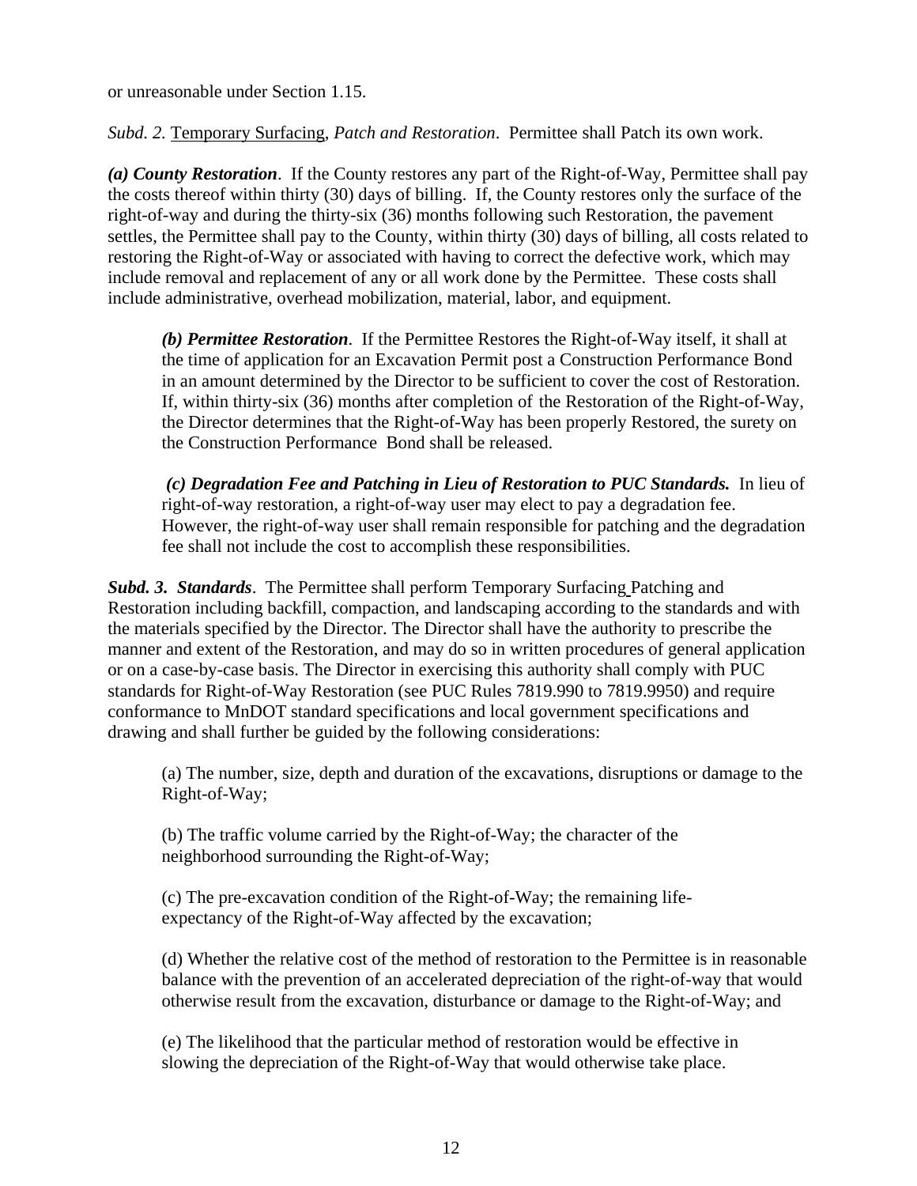or unreasonable under Section 1.15.

*Subd. 2.* Temporary Surfacing, *Patch and Restoration*. Permittee shall Patch its own work.

***(a) County Restoration***. If the County restores any part of the Right-of-Way, Permittee shall pay the costs thereof within thirty (30) days of billing. If, the County restores only the surface of the right-of-way and during the thirty-six (36) months following such Restoration, the pavement settles, the Permittee shall pay to the County, within thirty (30) days of billing, all costs related to restoring the Right-of-Way or associated with having to correct the defective work, which may include removal and replacement of any or all work done by the Permittee. These costs shall include administrative, overhead mobilization, material, labor, and equipment.

> ***(b) Permittee Restoration***. If the Permittee Restores the Right-of-Way itself, it shall at the time of application for an Excavation Permit post a Construction Performance Bond in an amount determined by the Director to be sufficient to cover the cost of Restoration. If, within thirty-six (36) months after completion of the Restoration of the Right-of-Way, the Director determines that the Right-of-Way has been properly Restored, the surety on the Construction Performance Bond shall be released.
>
> ***(c) Degradation Fee and Patching in Lieu of Restoration to PUC Standards.*** In lieu of right-of-way restoration, a right-of-way user may elect to pay a degradation fee. However, the right-of-way user shall remain responsible for patching and the degradation fee shall not include the cost to accomplish these responsibilities.

***Subd. 3. Standards***. The Permittee shall perform Temporary Surfacing Patching and Restoration including backfill, compaction, and landscaping according to the standards and with the materials specified by the Director. The Director shall have the authority to prescribe the manner and extent of the Restoration, and may do so in written procedures of general application or on a case-by-case basis. The Director in exercising this authority shall comply with PUC standards for Right-of-Way Restoration (see PUC Rules 7819.990 to 7819.9950) and require conformance to MnDOT standard specifications and local government specifications and drawing and shall further be guided by the following considerations:

> (a) The number, size, depth and duration of the excavations, disruptions or damage to the Right-of-Way;
>
> (b) The traffic volume carried by the Right-of-Way; the character of the neighborhood surrounding the Right-of-Way;
>
> (c) The pre-excavation condition of the Right-of-Way; the remaining life-expectancy of the Right-of-Way affected by the excavation;
>
> (d) Whether the relative cost of the method of restoration to the Permittee is in reasonable balance with the prevention of an accelerated depreciation of the right-of-way that would otherwise result from the excavation, disturbance or damage to the Right-of-Way; and
>
> (e) The likelihood that the particular method of restoration would be effective in slowing the depreciation of the Right-of-Way that would otherwise take place.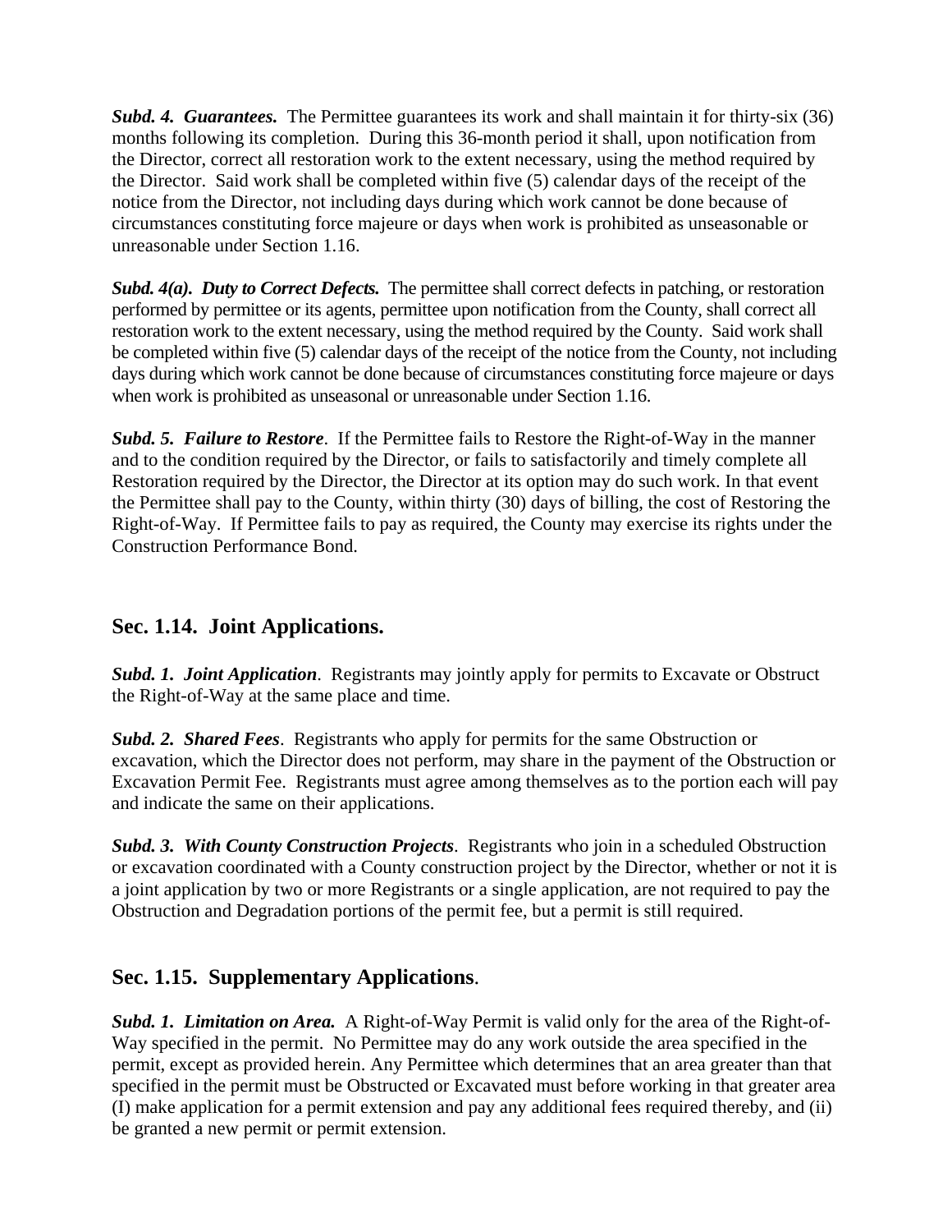***Subd. 4. Guarantees.*** The Permittee guarantees its work and shall maintain it for thirty-six (36) months following its completion. During this 36-month period it shall, upon notification from the Director, correct all restoration work to the extent necessary, using the method required by the Director. Said work shall be completed within five (5) calendar days of the receipt of the notice from the Director, not including days during which work cannot be done because of circumstances constituting force majeure or days when work is prohibited as unseasonable or unreasonable under Section 1.16.

***Subd. 4(a). Duty to Correct Defects.*** The permittee shall correct defects in patching, or restoration performed by permittee or its agents, permittee upon notification from the County, shall correct all restoration work to the extent necessary, using the method required by the County. Said work shall be completed within five (5) calendar days of the receipt of the notice from the County, not including days during which work cannot be done because of circumstances constituting force majeure or days when work is prohibited as unseasonal or unreasonable under Section 1.16.

***Subd. 5. Failure to Restore***. If the Permittee fails to Restore the Right-of-Way in the manner and to the condition required by the Director, or fails to satisfactorily and timely complete all Restoration required by the Director, the Director at its option may do such work. In that event the Permittee shall pay to the County, within thirty (30) days of billing, the cost of Restoring the Right-of-Way. If Permittee fails to pay as required, the County may exercise its rights under the Construction Performance Bond.

## Sec. 1.14. Joint Applications.

***Subd. 1. Joint Application***. Registrants may jointly apply for permits to Excavate or Obstruct the Right-of-Way at the same place and time.

***Subd. 2. Shared Fees***. Registrants who apply for permits for the same Obstruction or excavation, which the Director does not perform, may share in the payment of the Obstruction or Excavation Permit Fee. Registrants must agree among themselves as to the portion each will pay and indicate the same on their applications.

***Subd. 3. With County Construction Projects***. Registrants who join in a scheduled Obstruction or excavation coordinated with a County construction project by the Director, whether or not it is a joint application by two or more Registrants or a single application, are not required to pay the Obstruction and Degradation portions of the permit fee, but a permit is still required.

## Sec. 1.15. Supplementary Applications.

***Subd. 1. Limitation on Area.*** A Right-of-Way Permit is valid only for the area of the Right-of-Way specified in the permit. No Permittee may do any work outside the area specified in the permit, except as provided herein. Any Permittee which determines that an area greater than that specified in the permit must be Obstructed or Excavated must before working in that greater area (I) make application for a permit extension and pay any additional fees required thereby, and (ii) be granted a new permit or permit extension.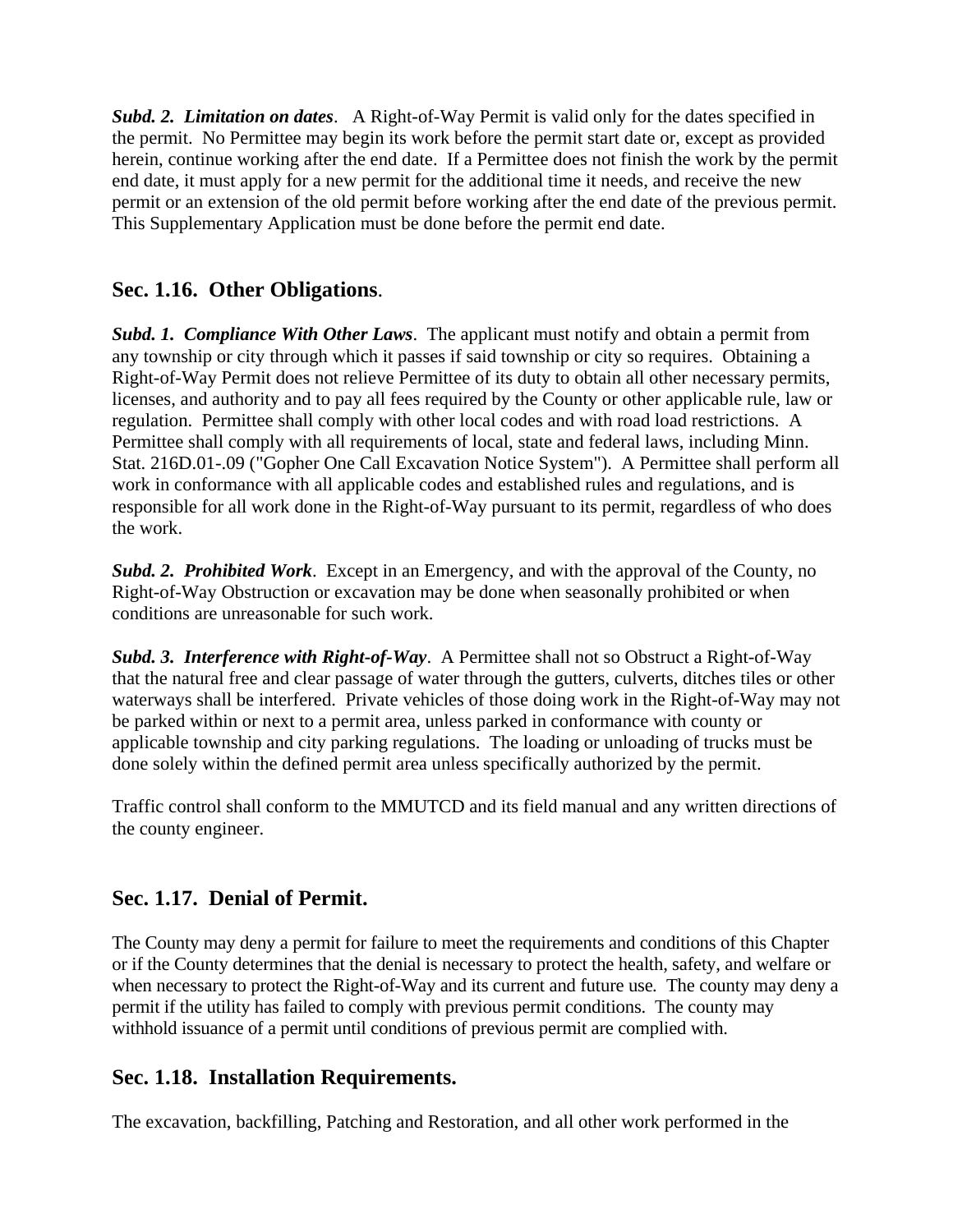***Subd. 2. Limitation on dates***. A Right-of-Way Permit is valid only for the dates specified in the permit. No Permittee may begin its work before the permit start date or, except as provided herein, continue working after the end date. If a Permittee does not finish the work by the permit end date, it must apply for a new permit for the additional time it needs, and receive the new permit or an extension of the old permit before working after the end date of the previous permit. This Supplementary Application must be done before the permit end date.

## Sec. 1.16. Other Obligations.

***Subd. 1. Compliance With Other Laws***. The applicant must notify and obtain a permit from any township or city through which it passes if said township or city so requires. Obtaining a Right-of-Way Permit does not relieve Permittee of its duty to obtain all other necessary permits, licenses, and authority and to pay all fees required by the County or other applicable rule, law or regulation. Permittee shall comply with other local codes and with road load restrictions. A Permittee shall comply with all requirements of local, state and federal laws, including Minn. Stat. 216D.01-.09 ("Gopher One Call Excavation Notice System"). A Permittee shall perform all work in conformance with all applicable codes and established rules and regulations, and is responsible for all work done in the Right-of-Way pursuant to its permit, regardless of who does the work.

***Subd. 2. Prohibited Work***. Except in an Emergency, and with the approval of the County, no Right-of-Way Obstruction or excavation may be done when seasonally prohibited or when conditions are unreasonable for such work.

***Subd. 3. Interference with Right-of-Way***. A Permittee shall not so Obstruct a Right-of-Way that the natural free and clear passage of water through the gutters, culverts, ditches tiles or other waterways shall be interfered. Private vehicles of those doing work in the Right-of-Way may not be parked within or next to a permit area, unless parked in conformance with county or applicable township and city parking regulations. The loading or unloading of trucks must be done solely within the defined permit area unless specifically authorized by the permit.

Traffic control shall conform to the MMUTCD and its field manual and any written directions of the county engineer.

## Sec. 1.17. Denial of Permit.

The County may deny a permit for failure to meet the requirements and conditions of this Chapter or if the County determines that the denial is necessary to protect the health, safety, and welfare or when necessary to protect the Right-of-Way and its current and future use. The county may deny a permit if the utility has failed to comply with previous permit conditions. The county may withhold issuance of a permit until conditions of previous permit are complied with.

## Sec. 1.18. Installation Requirements.

The excavation, backfilling, Patching and Restoration, and all other work performed in the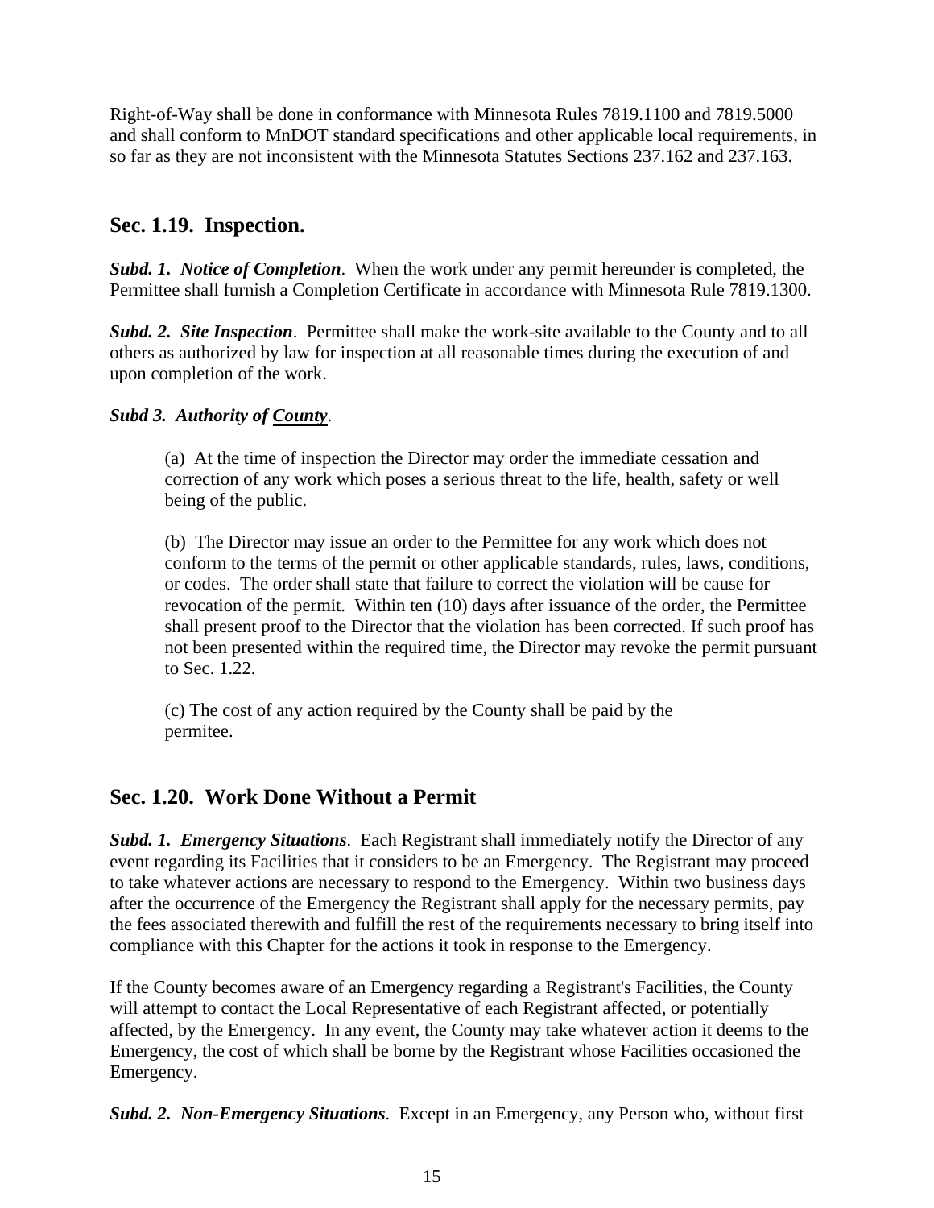Right-of-Way shall be done in conformance with Minnesota Rules 7819.1100 and 7819.5000 and shall conform to MnDOT standard specifications and other applicable local requirements, in so far as they are not inconsistent with the Minnesota Statutes Sections 237.162 and 237.163.

## Sec. 1.19. Inspection.

***Subd. 1. Notice of Completion***. When the work under any permit hereunder is completed, the Permittee shall furnish a Completion Certificate in accordance with Minnesota Rule 7819.1300.

***Subd. 2. Site Inspection***. Permittee shall make the work-site available to the County and to all others as authorized by law for inspection at all reasonable times during the execution of and upon completion of the work.

***Subd 3. Authority of <u>County</u>***.

> (a) At the time of inspection the Director may order the immediate cessation and correction of any work which poses a serious threat to the life, health, safety or well being of the public.
>
> (b) The Director may issue an order to the Permittee for any work which does not conform to the terms of the permit or other applicable standards, rules, laws, conditions, or codes. The order shall state that failure to correct the violation will be cause for revocation of the permit. Within ten (10) days after issuance of the order, the Permittee shall present proof to the Director that the violation has been corrected. If such proof has not been presented within the required time, the Director may revoke the permit pursuant to Sec. 1.22.
>
> (c) The cost of any action required by the County shall be paid by the permitee.

## Sec. 1.20. Work Done Without a Permit

***Subd. 1. Emergency Situations***. Each Registrant shall immediately notify the Director of any event regarding its Facilities that it considers to be an Emergency. The Registrant may proceed to take whatever actions are necessary to respond to the Emergency. Within two business days after the occurrence of the Emergency the Registrant shall apply for the necessary permits, pay the fees associated therewith and fulfill the rest of the requirements necessary to bring itself into compliance with this Chapter for the actions it took in response to the Emergency.

If the County becomes aware of an Emergency regarding a Registrant's Facilities, the County will attempt to contact the Local Representative of each Registrant affected, or potentially affected, by the Emergency. In any event, the County may take whatever action it deems to the Emergency, the cost of which shall be borne by the Registrant whose Facilities occasioned the Emergency.

***Subd. 2. Non-Emergency Situations***. Except in an Emergency, any Person who, without first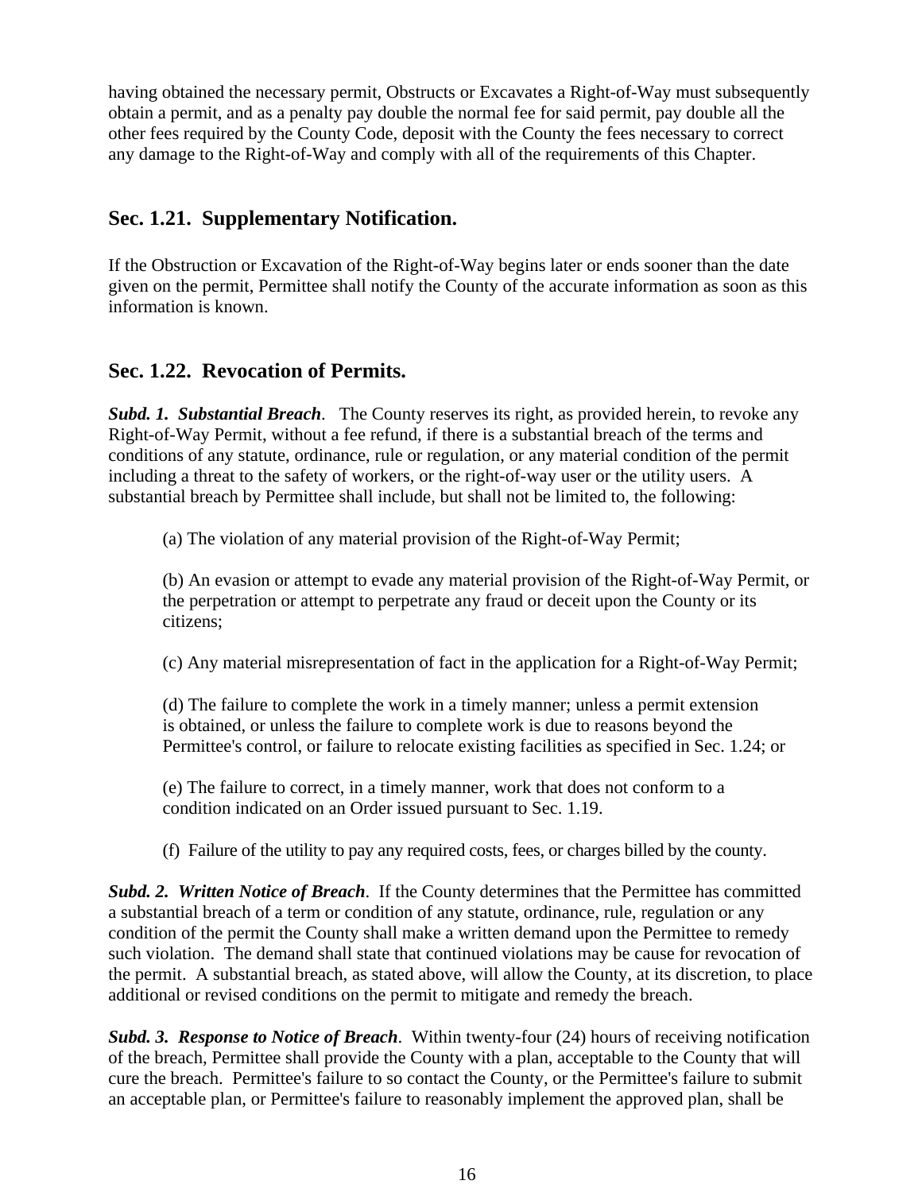having obtained the necessary permit, Obstructs or Excavates a Right-of-Way must subsequently obtain a permit, and as a penalty pay double the normal fee for said permit, pay double all the other fees required by the County Code, deposit with the County the fees necessary to correct any damage to the Right-of-Way and comply with all of the requirements of this Chapter.

## Sec. 1.21. Supplementary Notification.

If the Obstruction or Excavation of the Right-of-Way begins later or ends sooner than the date given on the permit, Permittee shall notify the County of the accurate information as soon as this information is known.

## Sec. 1.22. Revocation of Permits.

***Subd. 1. Substantial Breach***. The County reserves its right, as provided herein, to revoke any Right-of-Way Permit, without a fee refund, if there is a substantial breach of the terms and conditions of any statute, ordinance, rule or regulation, or any material condition of the permit including a threat to the safety of workers, or the right-of-way user or the utility users. A substantial breach by Permittee shall include, but shall not be limited to, the following:

(a) The violation of any material provision of the Right-of-Way Permit;

(b) An evasion or attempt to evade any material provision of the Right-of-Way Permit, or the perpetration or attempt to perpetrate any fraud or deceit upon the County or its citizens;

(c) Any material misrepresentation of fact in the application for a Right-of-Way Permit;

(d) The failure to complete the work in a timely manner; unless a permit extension is obtained, or unless the failure to complete work is due to reasons beyond the Permittee's control, or failure to relocate existing facilities as specified in Sec. 1.24; or

(e) The failure to correct, in a timely manner, work that does not conform to a condition indicated on an Order issued pursuant to Sec. 1.19.

(f) Failure of the utility to pay any required costs, fees, or charges billed by the county.

***Subd. 2. Written Notice of Breach***. If the County determines that the Permittee has committed a substantial breach of a term or condition of any statute, ordinance, rule, regulation or any condition of the permit the County shall make a written demand upon the Permittee to remedy such violation. The demand shall state that continued violations may be cause for revocation of the permit. A substantial breach, as stated above, will allow the County, at its discretion, to place additional or revised conditions on the permit to mitigate and remedy the breach.

***Subd. 3. Response to Notice of Breach***. Within twenty-four (24) hours of receiving notification of the breach, Permittee shall provide the County with a plan, acceptable to the County that will cure the breach. Permittee's failure to so contact the County, or the Permittee's failure to submit an acceptable plan, or Permittee's failure to reasonably implement the approved plan, shall be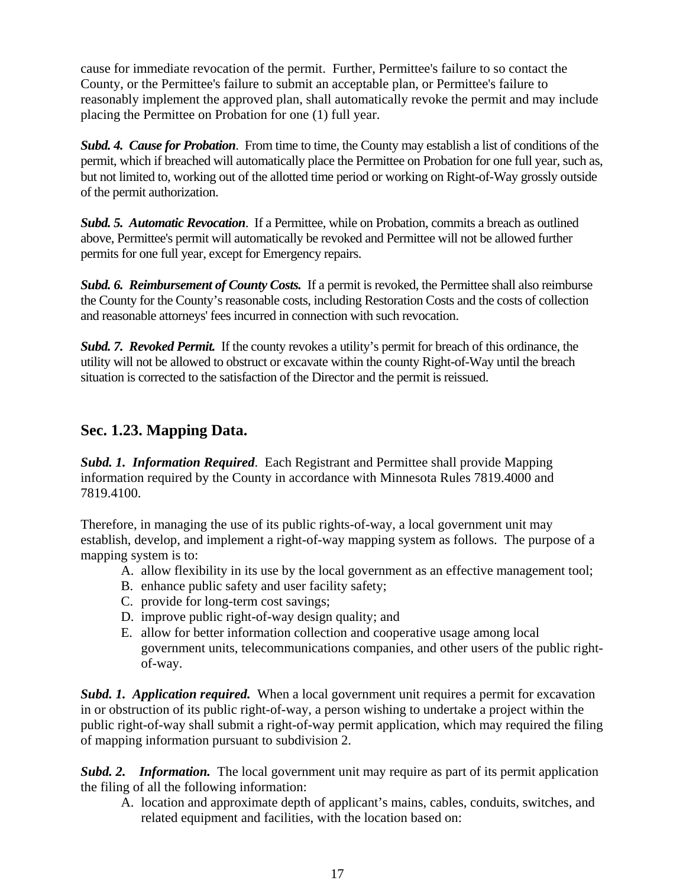cause for immediate revocation of the permit. Further, Permittee's failure to so contact the County, or the Permittee's failure to submit an acceptable plan, or Permittee's failure to reasonably implement the approved plan, shall automatically revoke the permit and may include placing the Permittee on Probation for one (1) full year.

***Subd. 4. Cause for Probation***. From time to time, the County may establish a list of conditions of the permit, which if breached will automatically place the Permittee on Probation for one full year, such as, but not limited to, working out of the allotted time period or working on Right-of-Way grossly outside of the permit authorization.

***Subd. 5. Automatic Revocation***. If a Permittee, while on Probation, commits a breach as outlined above, Permittee's permit will automatically be revoked and Permittee will not be allowed further permits for one full year, except for Emergency repairs.

***Subd. 6. Reimbursement of County Costs.*** If a permit is revoked, the Permittee shall also reimburse the County for the County's reasonable costs, including Restoration Costs and the costs of collection and reasonable attorneys' fees incurred in connection with such revocation.

***Subd. 7. Revoked Permit.*** If the county revokes a utility's permit for breach of this ordinance, the utility will not be allowed to obstruct or excavate within the county Right-of-Way until the breach situation is corrected to the satisfaction of the Director and the permit is reissued.

## Sec. 1.23. Mapping Data.

***Subd. 1. Information Required***. Each Registrant and Permittee shall provide Mapping information required by the County in accordance with Minnesota Rules 7819.4000 and 7819.4100.

Therefore, in managing the use of its public rights-of-way, a local government unit may establish, develop, and implement a right-of-way mapping system as follows. The purpose of a mapping system is to:

A. allow flexibility in its use by the local government as an effective management tool;
B. enhance public safety and user facility safety;
C. provide for long-term cost savings;
D. improve public right-of-way design quality; and
E. allow for better information collection and cooperative usage among local government units, telecommunications companies, and other users of the public right-of-way.

***Subd. 1. Application required.*** When a local government unit requires a permit for excavation in or obstruction of its public right-of-way, a person wishing to undertake a project within the public right-of-way shall submit a right-of-way permit application, which may required the filing of mapping information pursuant to subdivision 2.

***Subd. 2. Information.*** The local government unit may require as part of its permit application the filing of all the following information:

A. location and approximate depth of applicant's mains, cables, conduits, switches, and related equipment and facilities, with the location based on: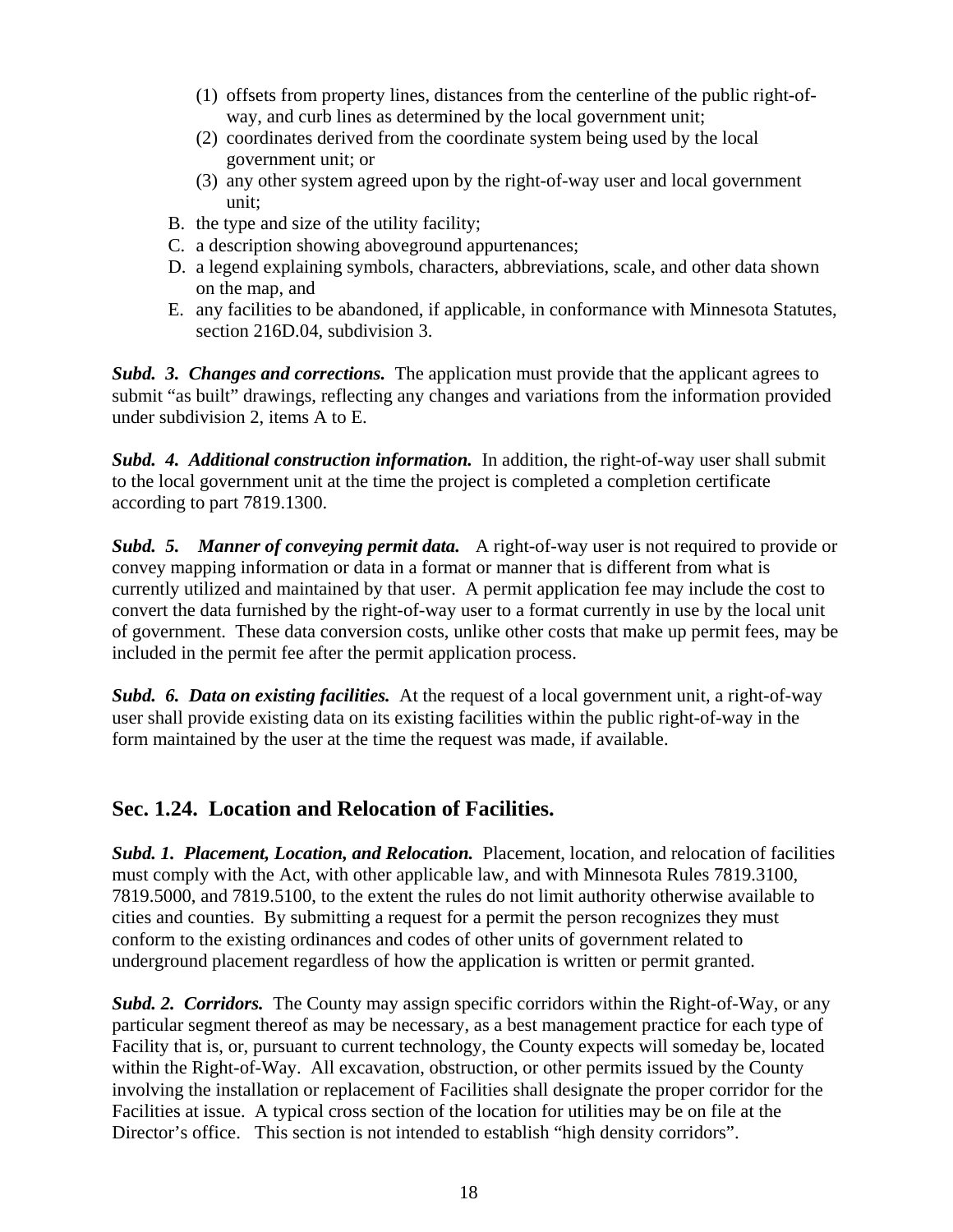(1) offsets from property lines, distances from the centerline of the public right-of-way, and curb lines as determined by the local government unit;
   (2) coordinates derived from the coordinate system being used by the local government unit; or
   (3) any other system agreed upon by the right-of-way user and local government unit;

B. the type and size of the utility facility;
C. a description showing aboveground appurtenances;
D. a legend explaining symbols, characters, abbreviations, scale, and other data shown on the map, and
E. any facilities to be abandoned, if applicable, in conformance with Minnesota Statutes, section 216D.04, subdivision 3.

***Subd. 3. Changes and corrections.*** The application must provide that the applicant agrees to submit "as built" drawings, reflecting any changes and variations from the information provided under subdivision 2, items A to E.

***Subd. 4. Additional construction information.*** In addition, the right-of-way user shall submit to the local government unit at the time the project is completed a completion certificate according to part 7819.1300.

***Subd. 5. Manner of conveying permit data.*** A right-of-way user is not required to provide or convey mapping information or data in a format or manner that is different from what is currently utilized and maintained by that user. A permit application fee may include the cost to convert the data furnished by the right-of-way user to a format currently in use by the local unit of government. These data conversion costs, unlike other costs that make up permit fees, may be included in the permit fee after the permit application process.

***Subd. 6. Data on existing facilities.*** At the request of a local government unit, a right-of-way user shall provide existing data on its existing facilities within the public right-of-way in the form maintained by the user at the time the request was made, if available.

## Sec. 1.24. Location and Relocation of Facilities.

***Subd. 1. Placement, Location, and Relocation.*** Placement, location, and relocation of facilities must comply with the Act, with other applicable law, and with Minnesota Rules 7819.3100, 7819.5000, and 7819.5100, to the extent the rules do not limit authority otherwise available to cities and counties. By submitting a request for a permit the person recognizes they must conform to the existing ordinances and codes of other units of government related to underground placement regardless of how the application is written or permit granted.

***Subd. 2. Corridors.*** The County may assign specific corridors within the Right-of-Way, or any particular segment thereof as may be necessary, as a best management practice for each type of Facility that is, or, pursuant to current technology, the County expects will someday be, located within the Right-of-Way. All excavation, obstruction, or other permits issued by the County involving the installation or replacement of Facilities shall designate the proper corridor for the Facilities at issue. A typical cross section of the location for utilities may be on file at the Director's office. This section is not intended to establish "high density corridors".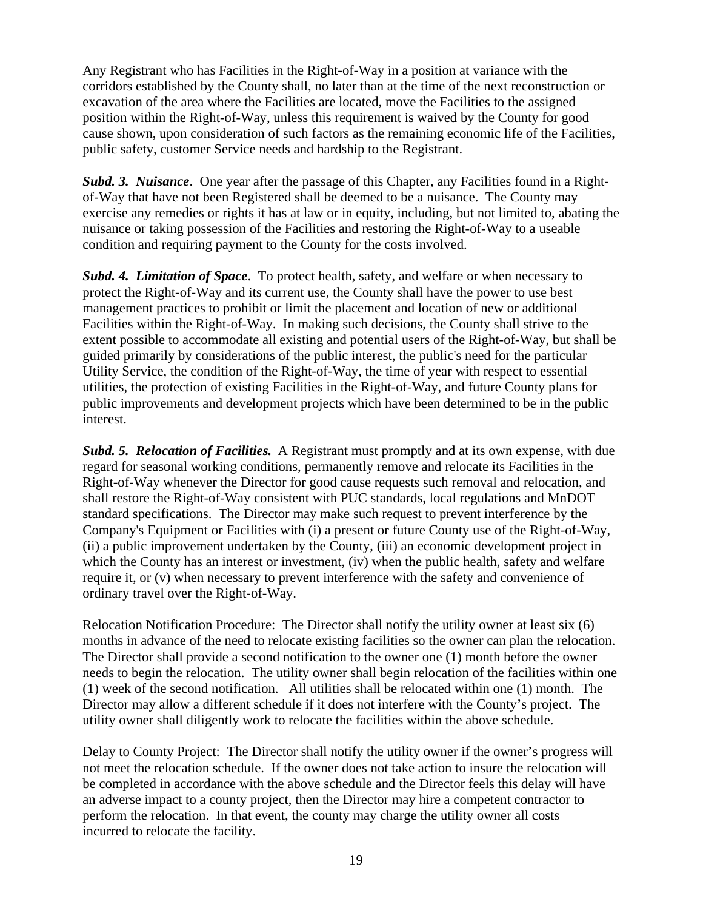Any Registrant who has Facilities in the Right-of-Way in a position at variance with the corridors established by the County shall, no later than at the time of the next reconstruction or excavation of the area where the Facilities are located, move the Facilities to the assigned position within the Right-of-Way, unless this requirement is waived by the County for good cause shown, upon consideration of such factors as the remaining economic life of the Facilities, public safety, customer Service needs and hardship to the Registrant.

***Subd. 3. Nuisance***. One year after the passage of this Chapter, any Facilities found in a Right-of-Way that have not been Registered shall be deemed to be a nuisance. The County may exercise any remedies or rights it has at law or in equity, including, but not limited to, abating the nuisance or taking possession of the Facilities and restoring the Right-of-Way to a useable condition and requiring payment to the County for the costs involved.

***Subd. 4. Limitation of Space***. To protect health, safety, and welfare or when necessary to protect the Right-of-Way and its current use, the County shall have the power to use best management practices to prohibit or limit the placement and location of new or additional Facilities within the Right-of-Way. In making such decisions, the County shall strive to the extent possible to accommodate all existing and potential users of the Right-of-Way, but shall be guided primarily by considerations of the public interest, the public's need for the particular Utility Service, the condition of the Right-of-Way, the time of year with respect to essential utilities, the protection of existing Facilities in the Right-of-Way, and future County plans for public improvements and development projects which have been determined to be in the public interest.

***Subd. 5. Relocation of Facilities.*** A Registrant must promptly and at its own expense, with due regard for seasonal working conditions, permanently remove and relocate its Facilities in the Right-of-Way whenever the Director for good cause requests such removal and relocation, and shall restore the Right-of-Way consistent with PUC standards, local regulations and MnDOT standard specifications. The Director may make such request to prevent interference by the Company's Equipment or Facilities with (i) a present or future County use of the Right-of-Way, (ii) a public improvement undertaken by the County, (iii) an economic development project in which the County has an interest or investment, (iv) when the public health, safety and welfare require it, or (v) when necessary to prevent interference with the safety and convenience of ordinary travel over the Right-of-Way.

Relocation Notification Procedure: The Director shall notify the utility owner at least six (6) months in advance of the need to relocate existing facilities so the owner can plan the relocation. The Director shall provide a second notification to the owner one (1) month before the owner needs to begin the relocation. The utility owner shall begin relocation of the facilities within one (1) week of the second notification. All utilities shall be relocated within one (1) month. The Director may allow a different schedule if it does not interfere with the County's project. The utility owner shall diligently work to relocate the facilities within the above schedule.

Delay to County Project: The Director shall notify the utility owner if the owner's progress will not meet the relocation schedule. If the owner does not take action to insure the relocation will be completed in accordance with the above schedule and the Director feels this delay will have an adverse impact to a county project, then the Director may hire a competent contractor to perform the relocation. In that event, the county may charge the utility owner all costs incurred to relocate the facility.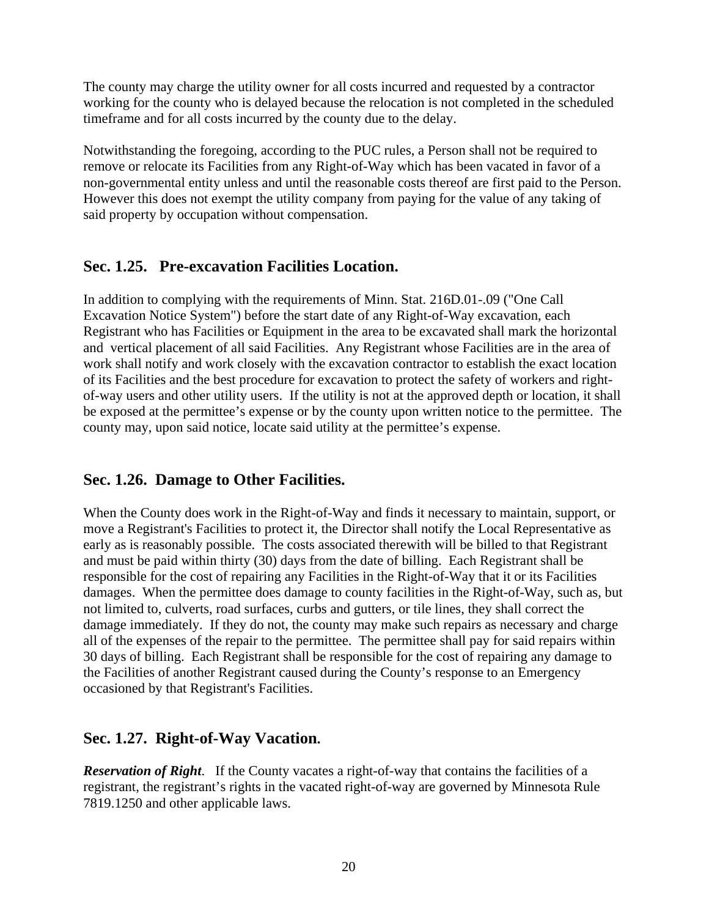The county may charge the utility owner for all costs incurred and requested by a contractor working for the county who is delayed because the relocation is not completed in the scheduled timeframe and for all costs incurred by the county due to the delay.

Notwithstanding the foregoing, according to the PUC rules, a Person shall not be required to remove or relocate its Facilities from any Right-of-Way which has been vacated in favor of a non-governmental entity unless and until the reasonable costs thereof are first paid to the Person. However this does not exempt the utility company from paying for the value of any taking of said property by occupation without compensation.

## Sec. 1.25. Pre-excavation Facilities Location.

In addition to complying with the requirements of Minn. Stat. 216D.01-.09 ("One Call Excavation Notice System") before the start date of any Right-of-Way excavation, each Registrant who has Facilities or Equipment in the area to be excavated shall mark the horizontal and vertical placement of all said Facilities. Any Registrant whose Facilities are in the area of work shall notify and work closely with the excavation contractor to establish the exact location of its Facilities and the best procedure for excavation to protect the safety of workers and right-of-way users and other utility users. If the utility is not at the approved depth or location, it shall be exposed at the permittee's expense or by the county upon written notice to the permittee. The county may, upon said notice, locate said utility at the permittee's expense.

## Sec. 1.26. Damage to Other Facilities.

When the County does work in the Right-of-Way and finds it necessary to maintain, support, or move a Registrant's Facilities to protect it, the Director shall notify the Local Representative as early as is reasonably possible. The costs associated therewith will be billed to that Registrant and must be paid within thirty (30) days from the date of billing. Each Registrant shall be responsible for the cost of repairing any Facilities in the Right-of-Way that it or its Facilities damages. When the permittee does damage to county facilities in the Right-of-Way, such as, but not limited to, culverts, road surfaces, curbs and gutters, or tile lines, they shall correct the damage immediately. If they do not, the county may make such repairs as necessary and charge all of the expenses of the repair to the permittee. The permittee shall pay for said repairs within 30 days of billing. Each Registrant shall be responsible for the cost of repairing any damage to the Facilities of another Registrant caused during the County's response to an Emergency occasioned by that Registrant's Facilities.

## Sec. 1.27. Right-of-Way Vacation.

***Reservation of Right***. If the County vacates a right-of-way that contains the facilities of a registrant, the registrant's rights in the vacated right-of-way are governed by Minnesota Rule 7819.1250 and other applicable laws.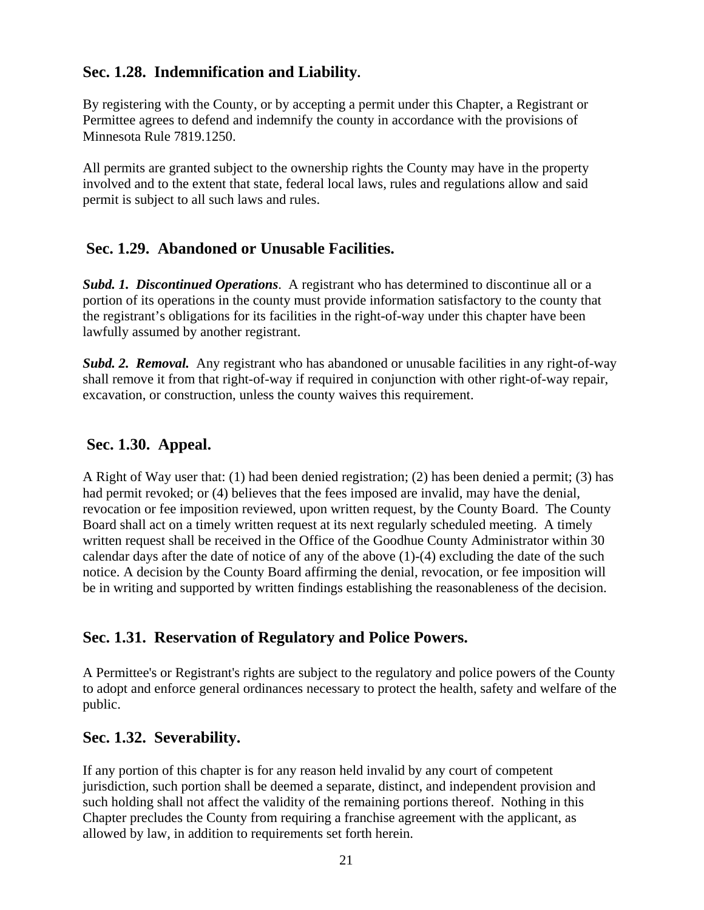## Sec. 1.28. Indemnification and Liability.

By registering with the County, or by accepting a permit under this Chapter, a Registrant or Permittee agrees to defend and indemnify the county in accordance with the provisions of Minnesota Rule 7819.1250.

All permits are granted subject to the ownership rights the County may have in the property involved and to the extent that state, federal local laws, rules and regulations allow and said permit is subject to all such laws and rules.

## Sec. 1.29. Abandoned or Unusable Facilities.

***Subd. 1. Discontinued Operations***. A registrant who has determined to discontinue all or a portion of its operations in the county must provide information satisfactory to the county that the registrant's obligations for its facilities in the right-of-way under this chapter have been lawfully assumed by another registrant.

***Subd. 2. Removal.*** Any registrant who has abandoned or unusable facilities in any right-of-way shall remove it from that right-of-way if required in conjunction with other right-of-way repair, excavation, or construction, unless the county waives this requirement.

## Sec. 1.30. Appeal.

A Right of Way user that: (1) had been denied registration; (2) has been denied a permit; (3) has had permit revoked; or (4) believes that the fees imposed are invalid, may have the denial, revocation or fee imposition reviewed, upon written request, by the County Board. The County Board shall act on a timely written request at its next regularly scheduled meeting. A timely written request shall be received in the Office of the Goodhue County Administrator within 30 calendar days after the date of notice of any of the above (1)-(4) excluding the date of the such notice. A decision by the County Board affirming the denial, revocation, or fee imposition will be in writing and supported by written findings establishing the reasonableness of the decision.

## Sec. 1.31. Reservation of Regulatory and Police Powers.

A Permittee's or Registrant's rights are subject to the regulatory and police powers of the County to adopt and enforce general ordinances necessary to protect the health, safety and welfare of the public.

## Sec. 1.32. Severability.

If any portion of this chapter is for any reason held invalid by any court of competent jurisdiction, such portion shall be deemed a separate, distinct, and independent provision and such holding shall not affect the validity of the remaining portions thereof. Nothing in this Chapter precludes the County from requiring a franchise agreement with the applicant, as allowed by law, in addition to requirements set forth herein.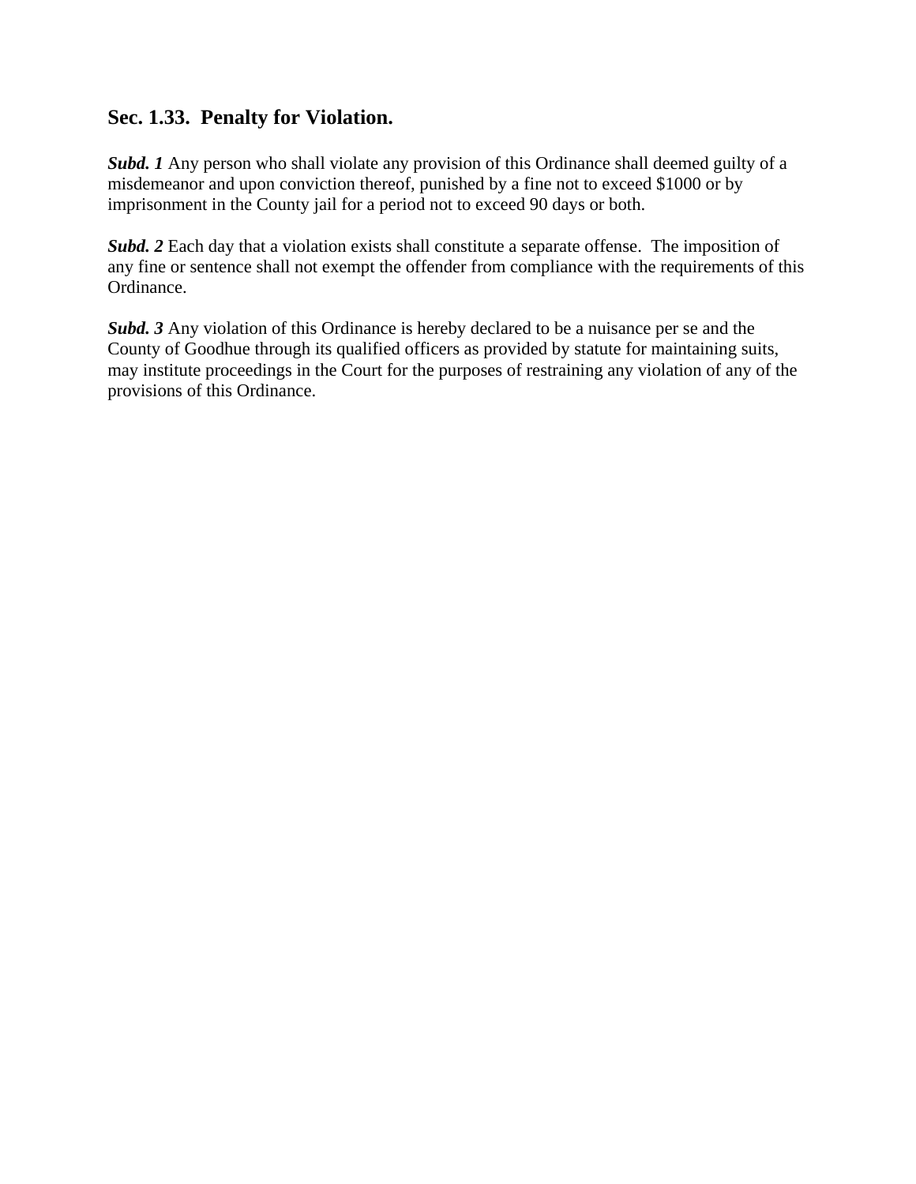### Sec. 1.33. Penalty for Violation.

***Subd. 1*** Any person who shall violate any provision of this Ordinance shall deemed guilty of a misdemeanor and upon conviction thereof, punished by a fine not to exceed $1000 or by imprisonment in the County jail for a period not to exceed 90 days or both.

***Subd. 2*** Each day that a violation exists shall constitute a separate offense. The imposition of any fine or sentence shall not exempt the offender from compliance with the requirements of this Ordinance.

***Subd. 3*** Any violation of this Ordinance is hereby declared to be a nuisance per se and the County of Goodhue through its qualified officers as provided by statute for maintaining suits, may institute proceedings in the Court for the purposes of restraining any violation of any of the provisions of this Ordinance.